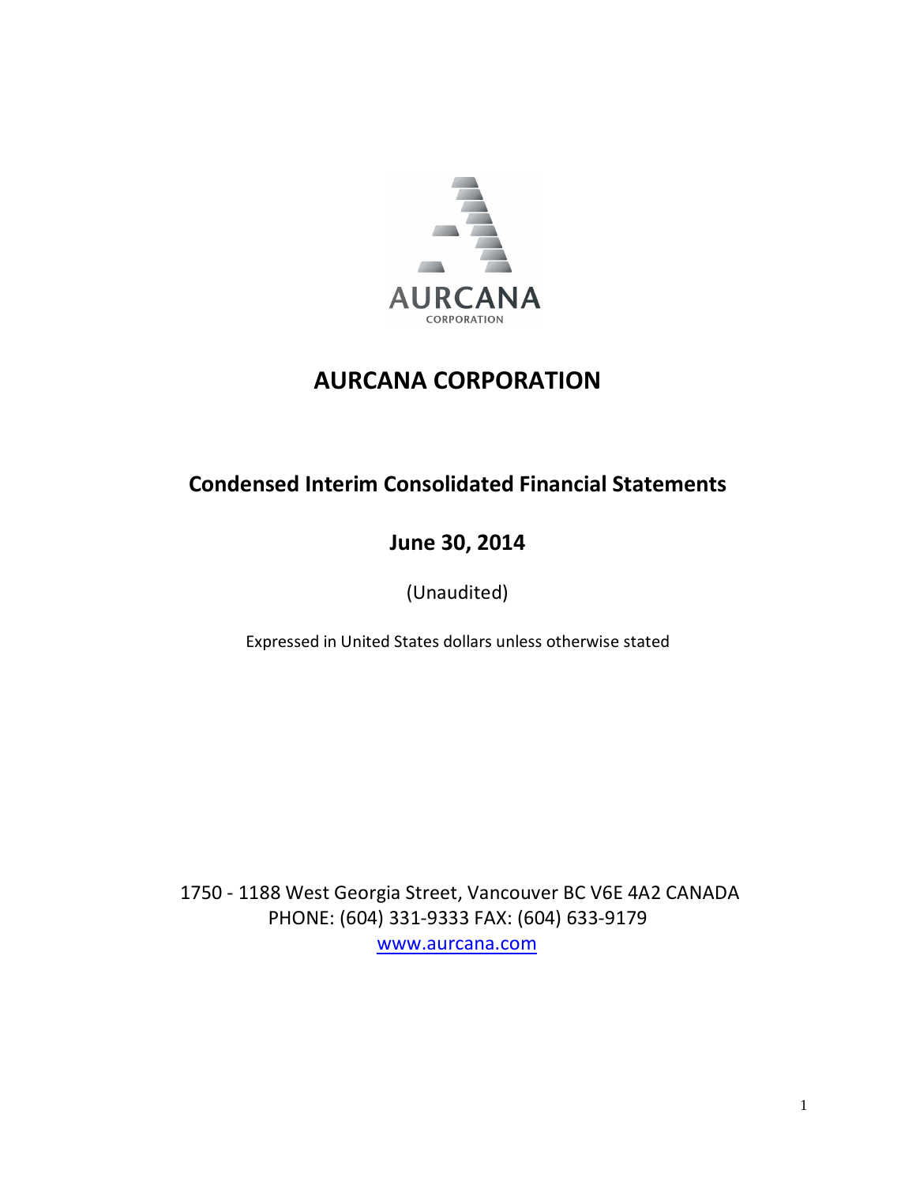# AURCANA CORPORATION

## Condensed Interim Consolidated Financial Statements

## June 30, 2014

(Unaudited)

Expressed in United States dollars unless otherwise stated

1750 - 1188 West Georgia Street, Vancouver BC V6E 4A2 CANADA
PHONE: (604) 331-9333 FAX: (604) 633-9179
www.aurcana.com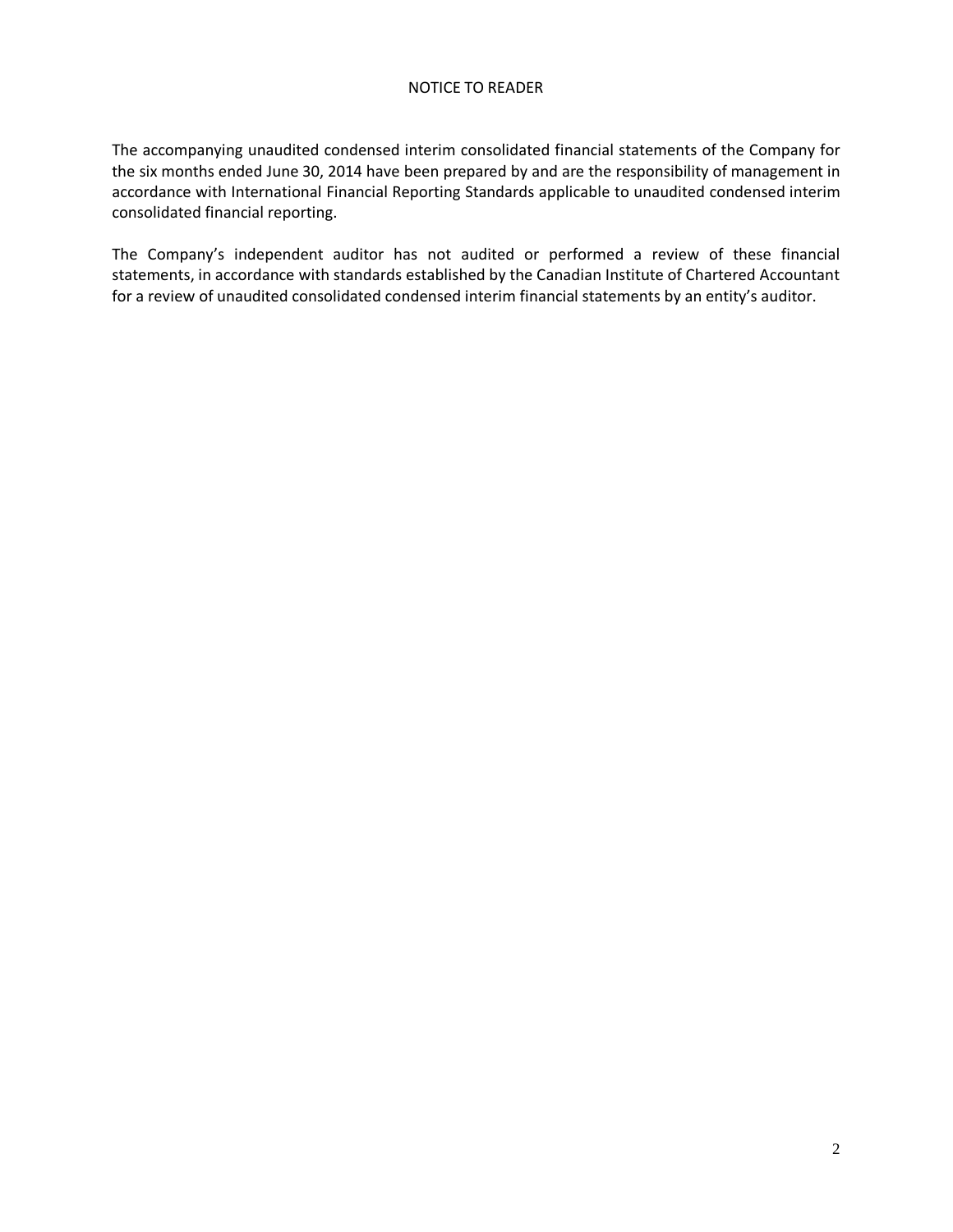# NOTICE TO READER

The accompanying unaudited condensed interim consolidated financial statements of the Company for the six months ended June 30, 2014 have been prepared by and are the responsibility of management in accordance with International Financial Reporting Standards applicable to unaudited condensed interim consolidated financial reporting.

The Company's independent auditor has not audited or performed a review of these financial statements, in accordance with standards established by the Canadian Institute of Chartered Accountant for a review of unaudited consolidated condensed interim financial statements by an entity's auditor.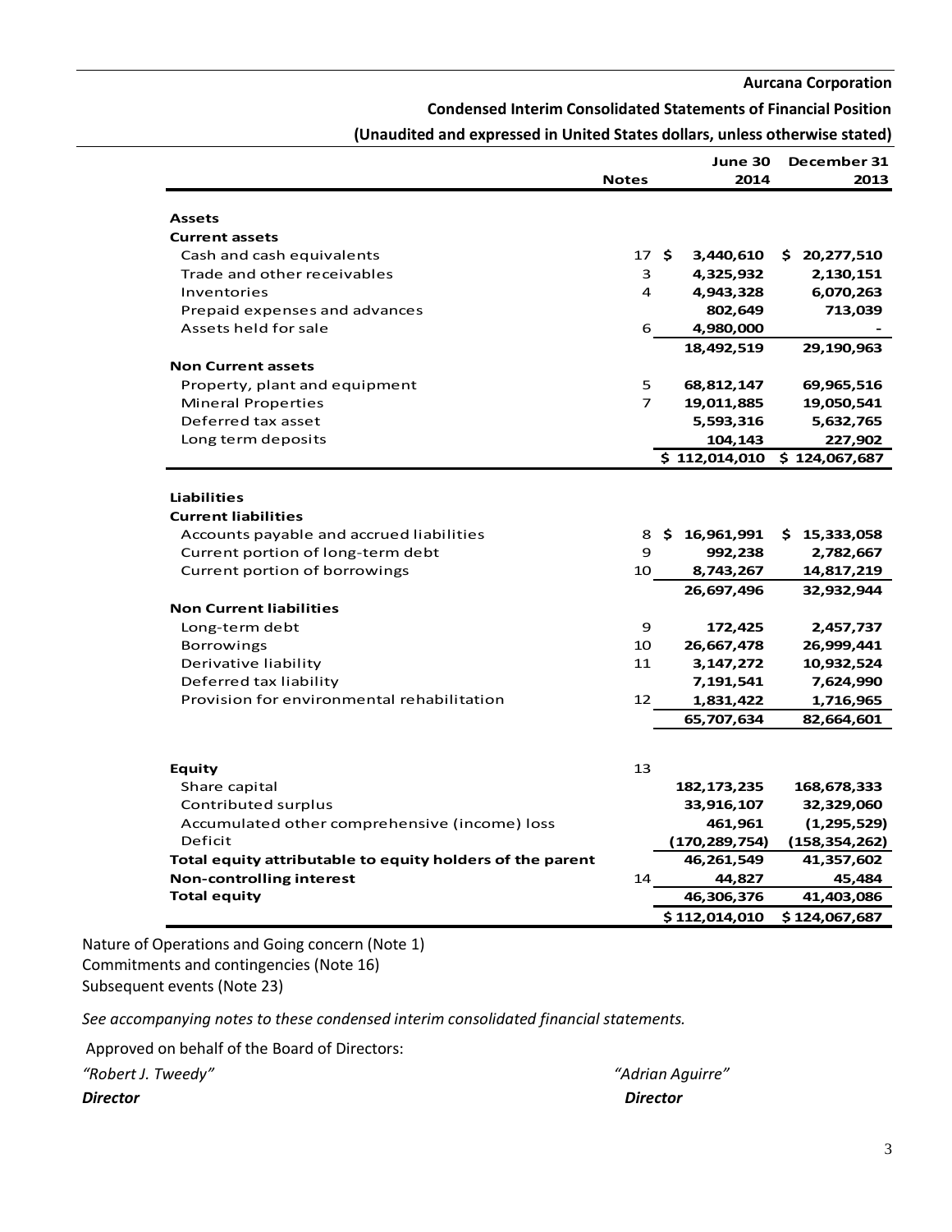**Aurcana Corporation**

**Condensed Interim Consolidated Statements of Financial Position**

**(Unaudited and expressed in United States dollars, unless otherwise stated)**

| | Notes | June 30 2014 | December 31 2013 |
|---|---|---|---|
| **Assets** | | | |
| **Current assets** | | | |
| Cash and cash equivalents | 17 | $ 3,440,610 | $ 20,277,510 |
| Trade and other receivables | 3 | 4,325,932 | 2,130,151 |
| Inventories | 4 | 4,943,328 | 6,070,263 |
| Prepaid expenses and advances | | 802,649 | 713,039 |
| Assets held for sale | 6 | 4,980,000 | - |
| | | 18,492,519 | 29,190,963 |
| **Non Current assets** | | | |
| Property, plant and equipment | 5 | 68,812,147 | 69,965,516 |
| Mineral Properties | 7 | 19,011,885 | 19,050,541 |
| Deferred tax asset | | 5,593,316 | 5,632,765 |
| Long term deposits | | 104,143 | 227,902 |
| | | $ 112,014,010 | $ 124,067,687 |
| **Liabilities** | | | |
| **Current liabilities** | | | |
| Accounts payable and accrued liabilities | 8 | $ 16,961,991 | $ 15,333,058 |
| Current portion of long-term debt | 9 | 992,238 | 2,782,667 |
| Current portion of borrowings | 10 | 8,743,267 | 14,817,219 |
| | | 26,697,496 | 32,932,944 |
| **Non Current liabilities** | | | |
| Long-term debt | 9 | 172,425 | 2,457,737 |
| Borrowings | 10 | 26,667,478 | 26,999,441 |
| Derivative liability | 11 | 3,147,272 | 10,932,524 |
| Deferred tax liability | | 7,191,541 | 7,624,990 |
| Provision for environmental rehabilitation | 12 | 1,831,422 | 1,716,965 |
| | | 65,707,634 | 82,664,601 |
| **Equity** | 13 | | |
| Share capital | | 182,173,235 | 168,678,333 |
| Contributed surplus | | 33,916,107 | 32,329,060 |
| Accumulated other comprehensive (income) loss | | 461,961 | (1,295,529) |
| Deficit | | (170,289,754) | (158,354,262) |
| **Total equity attributable to equity holders of the parent** | | 46,261,549 | 41,357,602 |
| **Non-controlling interest** | 14 | 44,827 | 45,484 |
| **Total equity** | | 46,306,376 | 41,403,086 |
| | | $ 112,014,010 | $ 124,067,687 |

Nature of Operations and Going concern (Note 1)
Commitments and contingencies (Note 16)
Subsequent events (Note 23)

*See accompanying notes to these condensed interim consolidated financial statements.*

Approved on behalf of the Board of Directors:

*"Robert J. Tweedy"* — ***Director***

*"Adrian Aguirre"* — ***Director***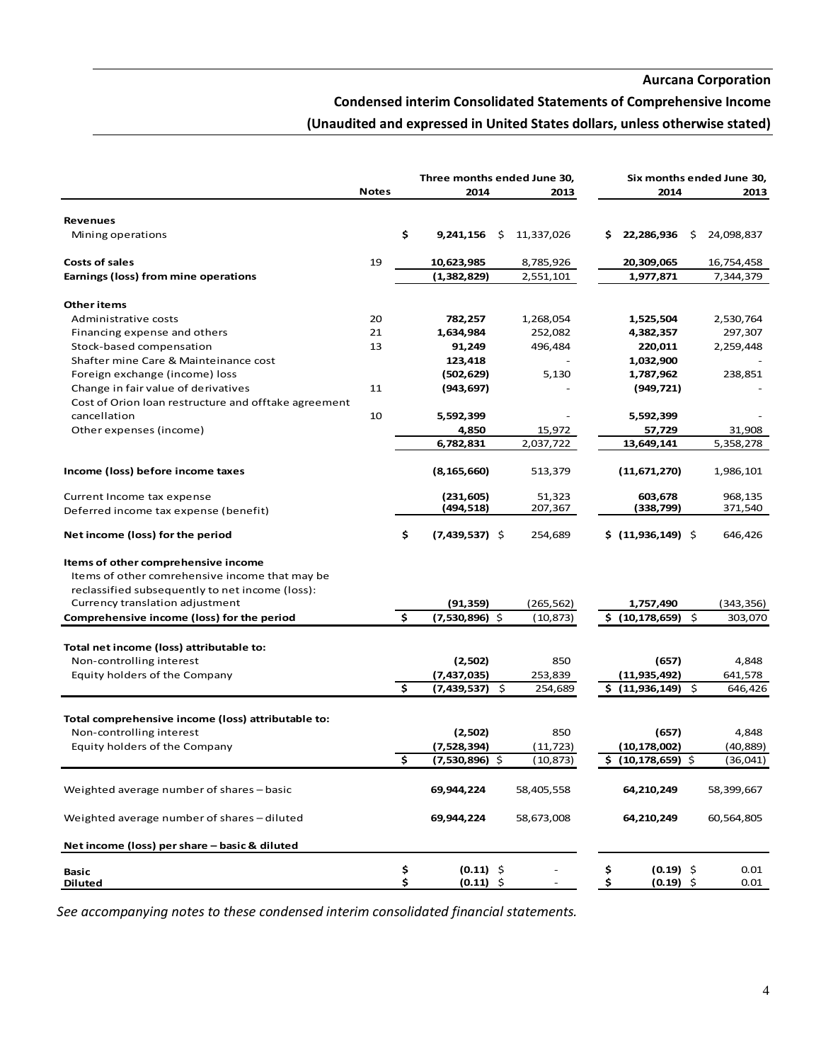**Aurcana Corporation**

**Condensed interim Consolidated Statements of Comprehensive Income**

**(Unaudited and expressed in United States dollars, unless otherwise stated)**

| | Notes | Three months ended June 30, 2014 | Three months ended June 30, 2013 | Six months ended June 30, 2014 | Six months ended June 30, 2013 |
|---|---|---|---|---|---|
| **Revenues** | | | | | |
| Mining operations | | **$ 9,241,156** | $ 11,337,026 | **$ 22,286,936** | $ 24,098,837 |
| **Costs of sales** | 19 | **10,623,985** | 8,785,926 | **20,309,065** | 16,754,458 |
| **Earnings (loss) from mine operations** | | **(1,382,829)** | 2,551,101 | **1,977,871** | 7,344,379 |
| **Other items** | | | | | |
| Administrative costs | 20 | **782,257** | 1,268,054 | **1,525,504** | 2,530,764 |
| Financing expense and others | 21 | **1,634,984** | 252,082 | **4,382,357** | 297,307 |
| Stock-based compensation | 13 | **91,249** | 496,484 | **220,011** | 2,259,448 |
| Shafter mine Care & Mainteinance cost | | **123,418** | - | **1,032,900** | - |
| Foreign exchange (income) loss | | **(502,629)** | 5,130 | **1,787,962** | 238,851 |
| Change in fair value of derivatives | 11 | **(943,697)** | - | **(949,721)** | - |
| Cost of Orion loan restructure and offtake agreement cancellation | 10 | **5,592,399** | - | **5,592,399** | - |
| Other expenses (income) | | **4,850** | 15,972 | **57,729** | 31,908 |
| | | **6,782,831** | 2,037,722 | **13,649,141** | 5,358,278 |
| **Income (loss) before income taxes** | | **(8,165,660)** | 513,379 | **(11,671,270)** | 1,986,101 |
| Current Income tax expense | | **(231,605)** | 51,323 | **603,678** | 968,135 |
| Deferred income tax expense (benefit) | | **(494,518)** | 207,367 | **(338,799)** | 371,540 |
| **Net income (loss) for the period** | | **$ (7,439,537)** | $ 254,689 | **$ (11,936,149)** | $ 646,426 |
| **Items of other comprehensive income** | | | | | |
| Items of other comrehensive income that may be reclassified subsequently to net income (loss): | | | | | |
| Currency translation adjustment | | **(91,359)** | (265,562) | **1,757,490** | (343,356) |
| **Comprehensive income (loss) for the period** | | **$ (7,530,896)** | $ (10,873) | **$ (10,178,659)** | $ 303,070 |
| **Total net income (loss) attributable to:** | | | | | |
| Non-controlling interest | | **(2,502)** | 850 | **(657)** | 4,848 |
| Equity holders of the Company | | **(7,437,035)** | 253,839 | **(11,935,492)** | 641,578 |
| | | **$ (7,439,537)** | $ 254,689 | **$ (11,936,149)** | $ 646,426 |
| **Total comprehensive income (loss) attributable to:** | | | | | |
| Non-controlling interest | | **(2,502)** | 850 | **(657)** | 4,848 |
| Equity holders of the Company | | **(7,528,394)** | (11,723) | **(10,178,002)** | (40,889) |
| | | **$ (7,530,896)** | $ (10,873) | **$ (10,178,659)** | $ (36,041) |
| Weighted average number of shares – basic | | **69,944,224** | 58,405,558 | **64,210,249** | 58,399,667 |
| Weighted average number of shares – diluted | | **69,944,224** | 58,673,008 | **64,210,249** | 60,564,805 |
| **Net income (loss) per share – basic & diluted** | | | | | |
| **Basic** | | **$ (0.11)** | $ - | **$ (0.19)** | $ 0.01 |
| **Diluted** | | **$ (0.11)** | $ - | **$ (0.19)** | $ 0.01 |

*See accompanying notes to these condensed interim consolidated financial statements.*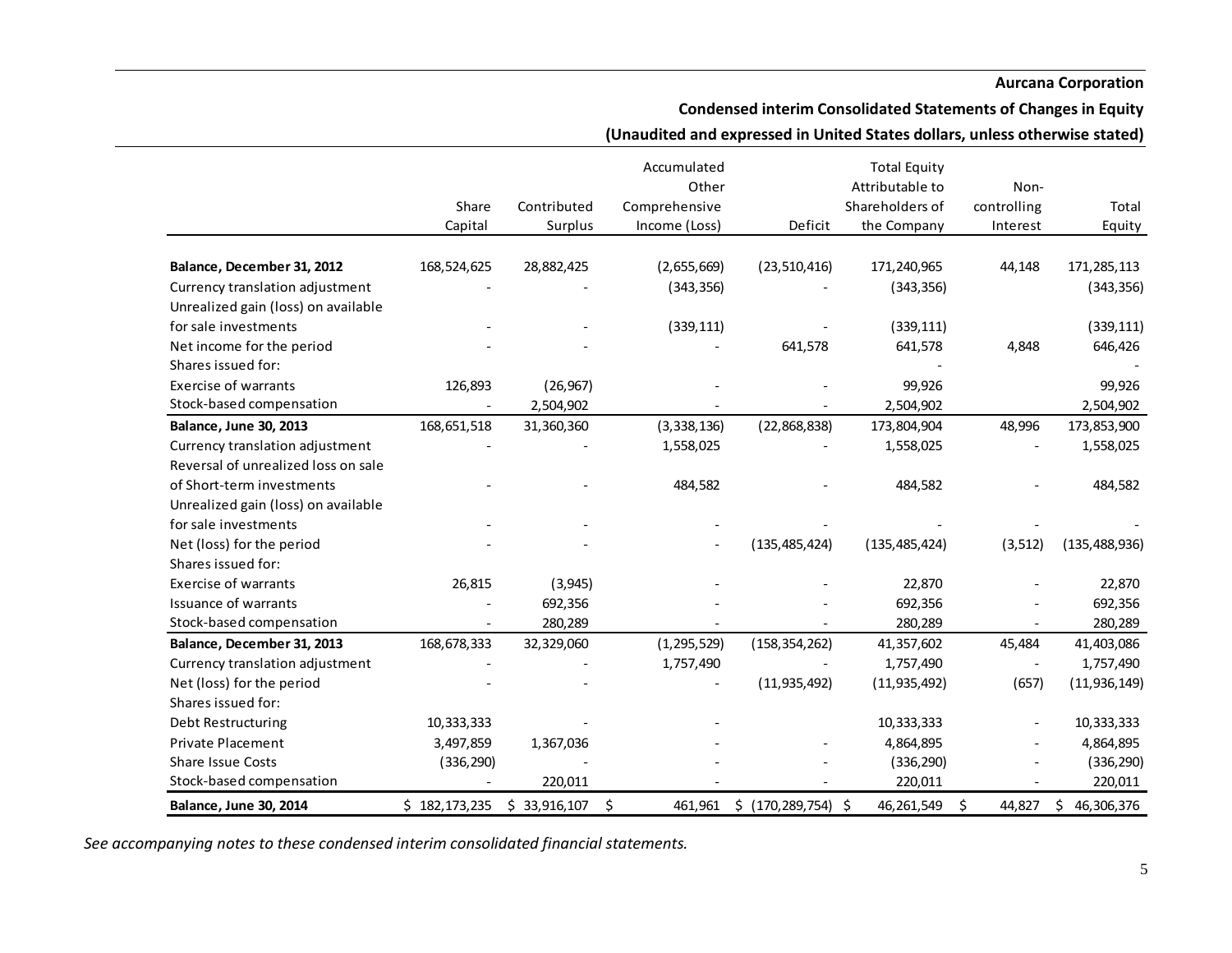**Aurcana Corporation**

**Condensed interim Consolidated Statements of Changes in Equity**

**(Unaudited and expressed in United States dollars, unless otherwise stated)**

| | Share Capital | Contributed Surplus | Accumulated Other Comprehensive Income (Loss) | Deficit | Total Equity Attributable to Shareholders of the Company | Non-controlling Interest | Total Equity |
|---|---|---|---|---|---|---|---|
| **Balance, December 31, 2012** | 168,524,625 | 28,882,425 | (2,655,669) | (23,510,416) | 171,240,965 | 44,148 | 171,285,113 |
| Currency translation adjustment | - | - | (343,356) | - | (343,356) | | (343,356) |
| Unrealized gain (loss) on available for sale investments | - | - | (339,111) | - | (339,111) | | (339,111) |
| Net income for the period | - | - | - | 641,578 | 641,578 | 4,848 | 646,426 |
| Shares issued for: | | | | | - | | - |
| Exercise of warrants | 126,893 | (26,967) | - | - | 99,926 | | 99,926 |
| Stock-based compensation | - | 2,504,902 | - | - | 2,504,902 | | 2,504,902 |
| **Balance, June 30, 2013** | 168,651,518 | 31,360,360 | (3,338,136) | (22,868,838) | 173,804,904 | 48,996 | 173,853,900 |
| Currency translation adjustment | - | - | 1,558,025 | - | 1,558,025 | - | 1,558,025 |
| Reversal of unrealized loss on sale of Short-term investments | - | - | 484,582 | - | 484,582 | - | 484,582 |
| Unrealized gain (loss) on available for sale investments | - | - | - | - | - | - | - |
| Net (loss) for the period | - | - | - | (135,485,424) | (135,485,424) | (3,512) | (135,488,936) |
| Shares issued for: | | | | | | | |
| Exercise of warrants | 26,815 | (3,945) | - | - | 22,870 | - | 22,870 |
| Issuance of warrants | - | 692,356 | - | - | 692,356 | - | 692,356 |
| Stock-based compensation | - | 280,289 | - | - | 280,289 | - | 280,289 |
| **Balance, December 31, 2013** | 168,678,333 | 32,329,060 | (1,295,529) | (158,354,262) | 41,357,602 | 45,484 | 41,403,086 |
| Currency translation adjustment | - | - | 1,757,490 | - | 1,757,490 | - | 1,757,490 |
| Net (loss) for the period | - | - | - | (11,935,492) | (11,935,492) | (657) | (11,936,149) |
| Shares issued for: | | | | | | | |
| Debt Restructuring | 10,333,333 | - | - | | 10,333,333 | - | 10,333,333 |
| Private Placement | 3,497,859 | 1,367,036 | - | - | 4,864,895 | - | 4,864,895 |
| Share Issue Costs | (336,290) | - | - | - | (336,290) | - | (336,290) |
| Stock-based compensation | - | 220,011 | - | - | 220,011 | - | 220,011 |
| **Balance, June 30, 2014** | $ 182,173,235 | $ 33,916,107 | $ 461,961 | $ (170,289,754) | $ 46,261,549 | $ 44,827 | $ 46,306,376 |

*See accompanying notes to these condensed interim consolidated financial statements.*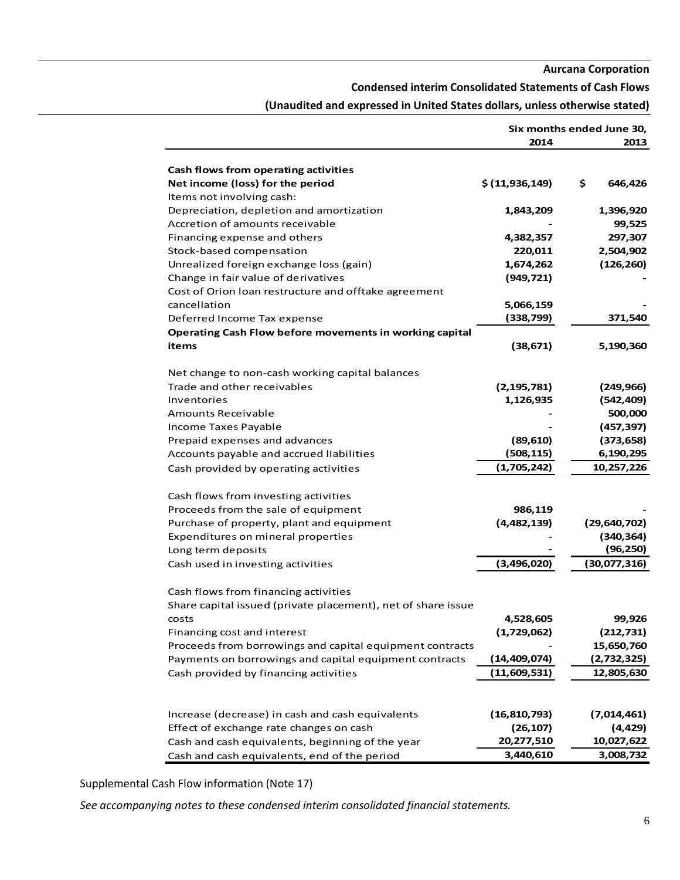**Aurcana Corporation**

**Condensed interim Consolidated Statements of Cash Flows**

**(Unaudited and expressed in United States dollars, unless otherwise stated)**

| | Six months ended June 30, | |
|---|---|---|
| | **2014** | **2013** |
| **Cash flows from operating activities** | | |
| **Net income (loss) for the period** | **$ (11,936,149)** | **$ 646,426** |
| Items not involving cash: | | |
| Depreciation, depletion and amortization | **1,843,209** | **1,396,920** |
| Accretion of amounts receivable | **-** | **99,525** |
| Financing expense and others | **4,382,357** | **297,307** |
| Stock-based compensation | **220,011** | **2,504,902** |
| Unrealized foreign exchange loss (gain) | **1,674,262** | **(126,260)** |
| Change in fair value of derivatives | **(949,721)** | **-** |
| Cost of Orion loan restructure and offtake agreement cancellation | **5,066,159** | **-** |
| Deferred Income Tax expense | **(338,799)** | **371,540** |
| **Operating Cash Flow before movements in working capital items** | **(38,671)** | **5,190,360** |
| Net change to non-cash working capital balances | | |
| Trade and other receivables | **(2,195,781)** | **(249,966)** |
| Inventories | **1,126,935** | **(542,409)** |
| Amounts Receivable | **-** | **500,000** |
| Income Taxes Payable | **-** | **(457,397)** |
| Prepaid expenses and advances | **(89,610)** | **(373,658)** |
| Accounts payable and accrued liabilities | **(508,115)** | **6,190,295** |
| Cash provided by operating activities | **(1,705,242)** | **10,257,226** |
| Cash flows from investing activities | | |
| Proceeds from the sale of equipment | **986,119** | **-** |
| Purchase of property, plant and equipment | **(4,482,139)** | **(29,640,702)** |
| Expenditures on mineral properties | **-** | **(340,364)** |
| Long term deposits | **-** | **(96,250)** |
| Cash used in investing activities | **(3,496,020)** | **(30,077,316)** |
| Cash flows from financing activities | | |
| Share capital issued (private placement), net of share issue costs | **4,528,605** | **99,926** |
| Financing cost and interest | **(1,729,062)** | **(212,731)** |
| Proceeds from borrowings and capital equipment contracts | **-** | **15,650,760** |
| Payments on borrowings and capital equipment contracts | **(14,409,074)** | **(2,732,325)** |
| Cash provided by financing activities | **(11,609,531)** | **12,805,630** |
| Increase (decrease) in cash and cash equivalents | **(16,810,793)** | **(7,014,461)** |
| Effect of exchange rate changes on cash | **(26,107)** | **(4,429)** |
| Cash and cash equivalents, beginning of the year | **20,277,510** | **10,027,622** |
| Cash and cash equivalents, end of the period | **3,440,610** | **3,008,732** |

Supplemental Cash Flow information (Note 17)

*See accompanying notes to these condensed interim consolidated financial statements.*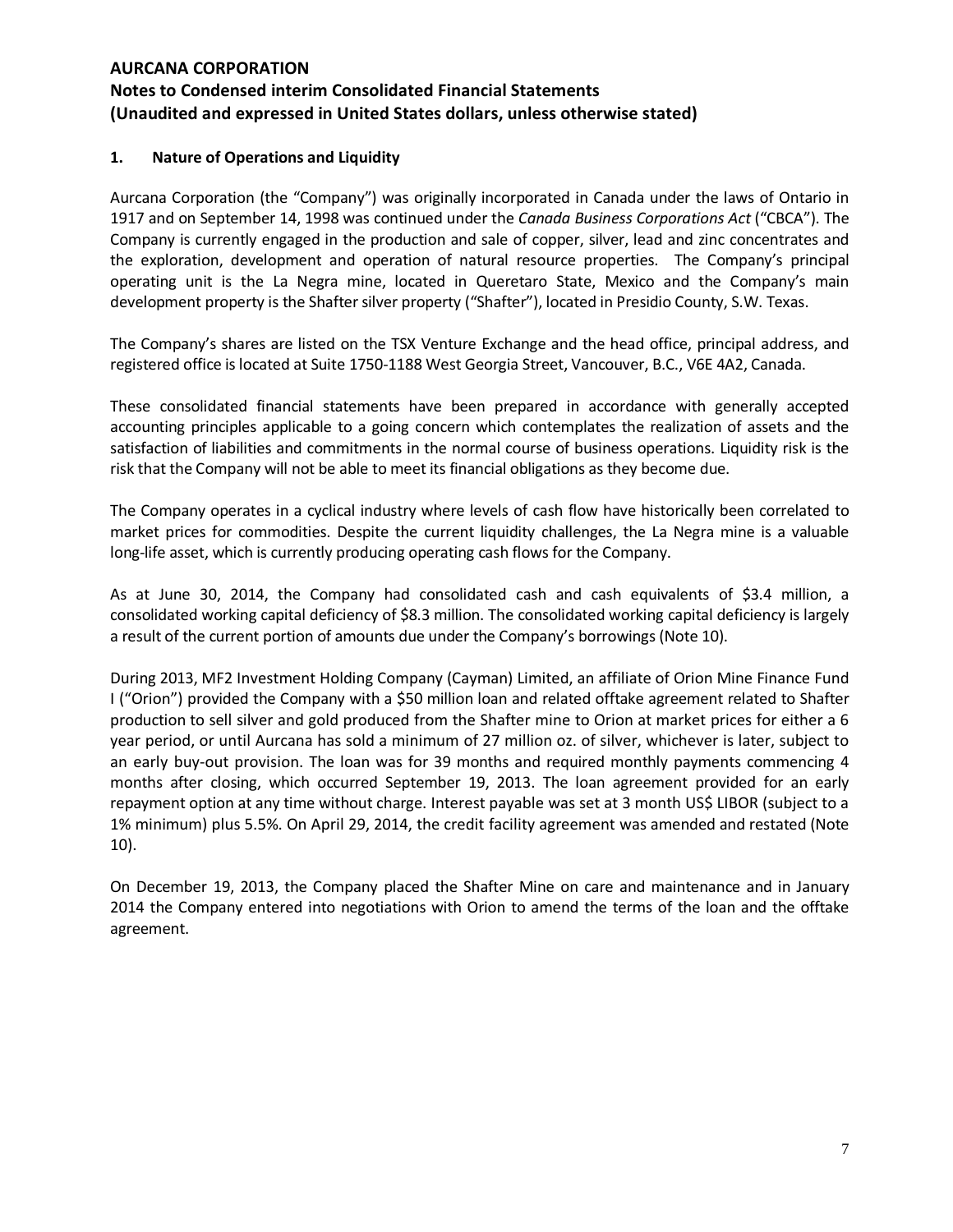# AURCANA CORPORATION

## Notes to Condensed interim Consolidated Financial Statements
## (Unaudited and expressed in United States dollars, unless otherwise stated)

### 1. Nature of Operations and Liquidity

Aurcana Corporation (the "Company") was originally incorporated in Canada under the laws of Ontario in 1917 and on September 14, 1998 was continued under the *Canada Business Corporations Act* ("CBCA"). The Company is currently engaged in the production and sale of copper, silver, lead and zinc concentrates and the exploration, development and operation of natural resource properties. The Company's principal operating unit is the La Negra mine, located in Queretaro State, Mexico and the Company's main development property is the Shafter silver property ("Shafter"), located in Presidio County, S.W. Texas.

The Company's shares are listed on the TSX Venture Exchange and the head office, principal address, and registered office is located at Suite 1750-1188 West Georgia Street, Vancouver, B.C., V6E 4A2, Canada.

These consolidated financial statements have been prepared in accordance with generally accepted accounting principles applicable to a going concern which contemplates the realization of assets and the satisfaction of liabilities and commitments in the normal course of business operations. Liquidity risk is the risk that the Company will not be able to meet its financial obligations as they become due.

The Company operates in a cyclical industry where levels of cash flow have historically been correlated to market prices for commodities. Despite the current liquidity challenges, the La Negra mine is a valuable long-life asset, which is currently producing operating cash flows for the Company.

As at June 30, 2014, the Company had consolidated cash and cash equivalents of $3.4 million, a consolidated working capital deficiency of $8.3 million. The consolidated working capital deficiency is largely a result of the current portion of amounts due under the Company's borrowings (Note 10).

During 2013, MF2 Investment Holding Company (Cayman) Limited, an affiliate of Orion Mine Finance Fund I ("Orion") provided the Company with a $50 million loan and related offtake agreement related to Shafter production to sell silver and gold produced from the Shafter mine to Orion at market prices for either a 6 year period, or until Aurcana has sold a minimum of 27 million oz. of silver, whichever is later, subject to an early buy-out provision. The loan was for 39 months and required monthly payments commencing 4 months after closing, which occurred September 19, 2013. The loan agreement provided for an early repayment option at any time without charge. Interest payable was set at 3 month US$ LIBOR (subject to a 1% minimum) plus 5.5%. On April 29, 2014, the credit facility agreement was amended and restated (Note 10).

On December 19, 2013, the Company placed the Shafter Mine on care and maintenance and in January 2014 the Company entered into negotiations with Orion to amend the terms of the loan and the offtake agreement.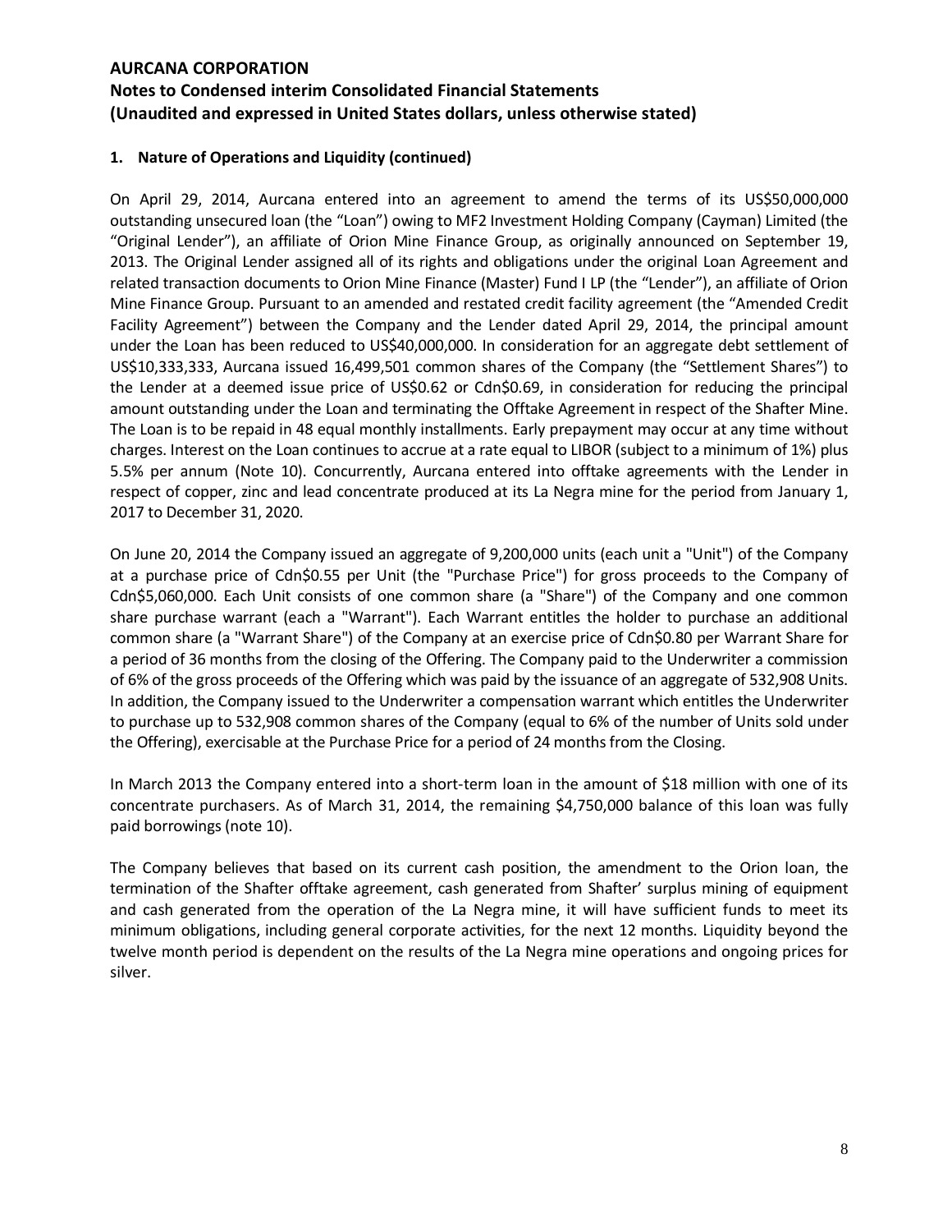# AURCANA CORPORATION

## Notes to Condensed interim Consolidated Financial Statements
## (Unaudited and expressed in United States dollars, unless otherwise stated)

### 1. Nature of Operations and Liquidity (continued)

On April 29, 2014, Aurcana entered into an agreement to amend the terms of its US$50,000,000 outstanding unsecured loan (the "Loan") owing to MF2 Investment Holding Company (Cayman) Limited (the "Original Lender"), an affiliate of Orion Mine Finance Group, as originally announced on September 19, 2013. The Original Lender assigned all of its rights and obligations under the original Loan Agreement and related transaction documents to Orion Mine Finance (Master) Fund I LP (the "Lender", an affiliate of Orion Mine Finance Group. Pursuant to an amended and restated credit facility agreement (the "Amended Credit Facility Agreement") between the Company and the Lender dated April 29, 2014, the principal amount under the Loan has been reduced to US$40,000,000. In consideration for an aggregate debt settlement of US$10,333,333, Aurcana issued 16,499,501 common shares of the Company (the "Settlement Shares") to the Lender at a deemed issue price of US$0.62 or Cdn$0.69, in consideration for reducing the principal amount outstanding under the Loan and terminating the Offtake Agreement in respect of the Shafter Mine. The Loan is to be repaid in 48 equal monthly installments. Early prepayment may occur at any time without charges. Interest on the Loan continues to accrue at a rate equal to LIBOR (subject to a minimum of 1%) plus 5.5% per annum (Note 10). Concurrently, Aurcana entered into offtake agreements with the Lender in respect of copper, zinc and lead concentrate produced at its La Negra mine for the period from January 1, 2017 to December 31, 2020.

On June 20, 2014 the Company issued an aggregate of 9,200,000 units (each unit a "Unit") of the Company at a purchase price of Cdn$0.55 per Unit (the "Purchase Price") for gross proceeds to the Company of Cdn$5,060,000. Each Unit consists of one common share (a "Share") of the Company and one common share purchase warrant (each a "Warrant"). Each Warrant entitles the holder to purchase an additional common share (a "Warrant Share") of the Company at an exercise price of Cdn$0.80 per Warrant Share for a period of 36 months from the closing of the Offering. The Company paid to the Underwriter a commission of 6% of the gross proceeds of the Offering which was paid by the issuance of an aggregate of 532,908 Units. In addition, the Company issued to the Underwriter a compensation warrant which entitles the Underwriter to purchase up to 532,908 common shares of the Company (equal to 6% of the number of Units sold under the Offering), exercisable at the Purchase Price for a period of 24 months from the Closing.

In March 2013 the Company entered into a short-term loan in the amount of $18 million with one of its concentrate purchasers. As of March 31, 2014, the remaining $4,750,000 balance of this loan was fully paid borrowings (note 10).

The Company believes that based on its current cash position, the amendment to the Orion loan, the termination of the Shafter offtake agreement, cash generated from Shafter' surplus mining of equipment and cash generated from the operation of the La Negra mine, it will have sufficient funds to meet its minimum obligations, including general corporate activities, for the next 12 months. Liquidity beyond the twelve month period is dependent on the results of the La Negra mine operations and ongoing prices for silver.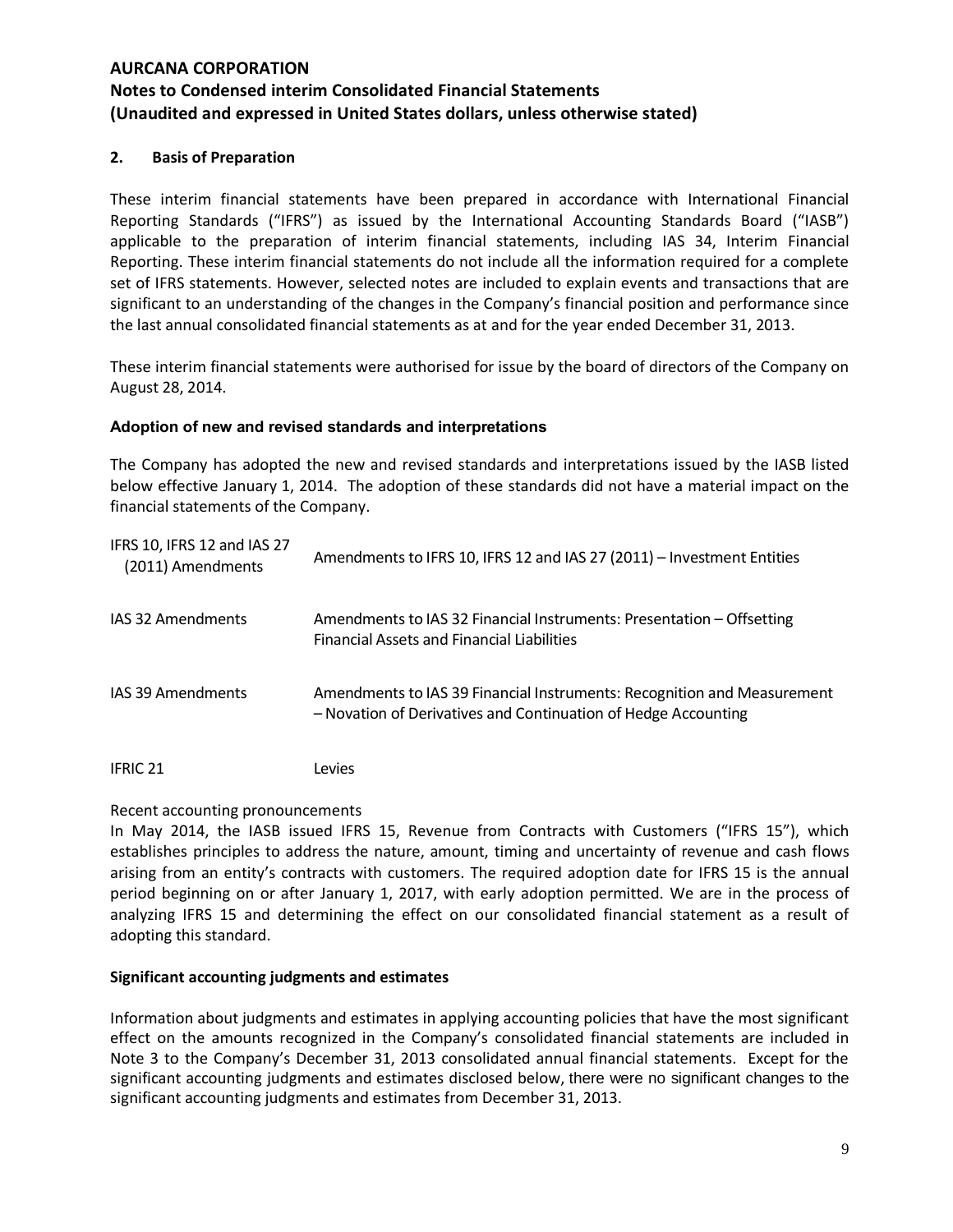## 2. Basis of Preparation

These interim financial statements have been prepared in accordance with International Financial Reporting Standards ("IFRS") as issued by the International Accounting Standards Board ("IASB") applicable to the preparation of interim financial statements, including IAS 34, Interim Financial Reporting. These interim financial statements do not include all the information required for a complete set of IFRS statements. However, selected notes are included to explain events and transactions that are significant to an understanding of the changes in the Company's financial position and performance since the last annual consolidated financial statements as at and for the year ended December 31, 2013.

These interim financial statements were authorised for issue by the board of directors of the Company on August 28, 2014.

### Adoption of new and revised standards and interpretations

The Company has adopted the new and revised standards and interpretations issued by the IASB listed below effective January 1, 2014. The adoption of these standards did not have a material impact on the financial statements of the Company.

| | |
|---|---|
| IFRS 10, IFRS 12 and IAS 27 (2011) Amendments | Amendments to IFRS 10, IFRS 12 and IAS 27 (2011) – Investment Entities |
| IAS 32 Amendments | Amendments to IAS 32 Financial Instruments: Presentation – Offsetting Financial Assets and Financial Liabilities |
| IAS 39 Amendments | Amendments to IAS 39 Financial Instruments: Recognition and Measurement – Novation of Derivatives and Continuation of Hedge Accounting |
| IFRIC 21 | Levies |

Recent accounting pronouncements

In May 2014, the IASB issued IFRS 15, Revenue from Contracts with Customers ("IFRS 15"), which establishes principles to address the nature, amount, timing and uncertainty of revenue and cash flows arising from an entity's contracts with customers. The required adoption date for IFRS 15 is the annual period beginning on or after January 1, 2017, with early adoption permitted. We are in the process of analyzing IFRS 15 and determining the effect on our consolidated financial statement as a result of adopting this standard.

### Significant accounting judgments and estimates

Information about judgments and estimates in applying accounting policies that have the most significant effect on the amounts recognized in the Company's consolidated financial statements are included in Note 3 to the Company's December 31, 2013 consolidated annual financial statements. Except for the significant accounting judgments and estimates disclosed below, there were no significant changes to the significant accounting judgments and estimates from December 31, 2013.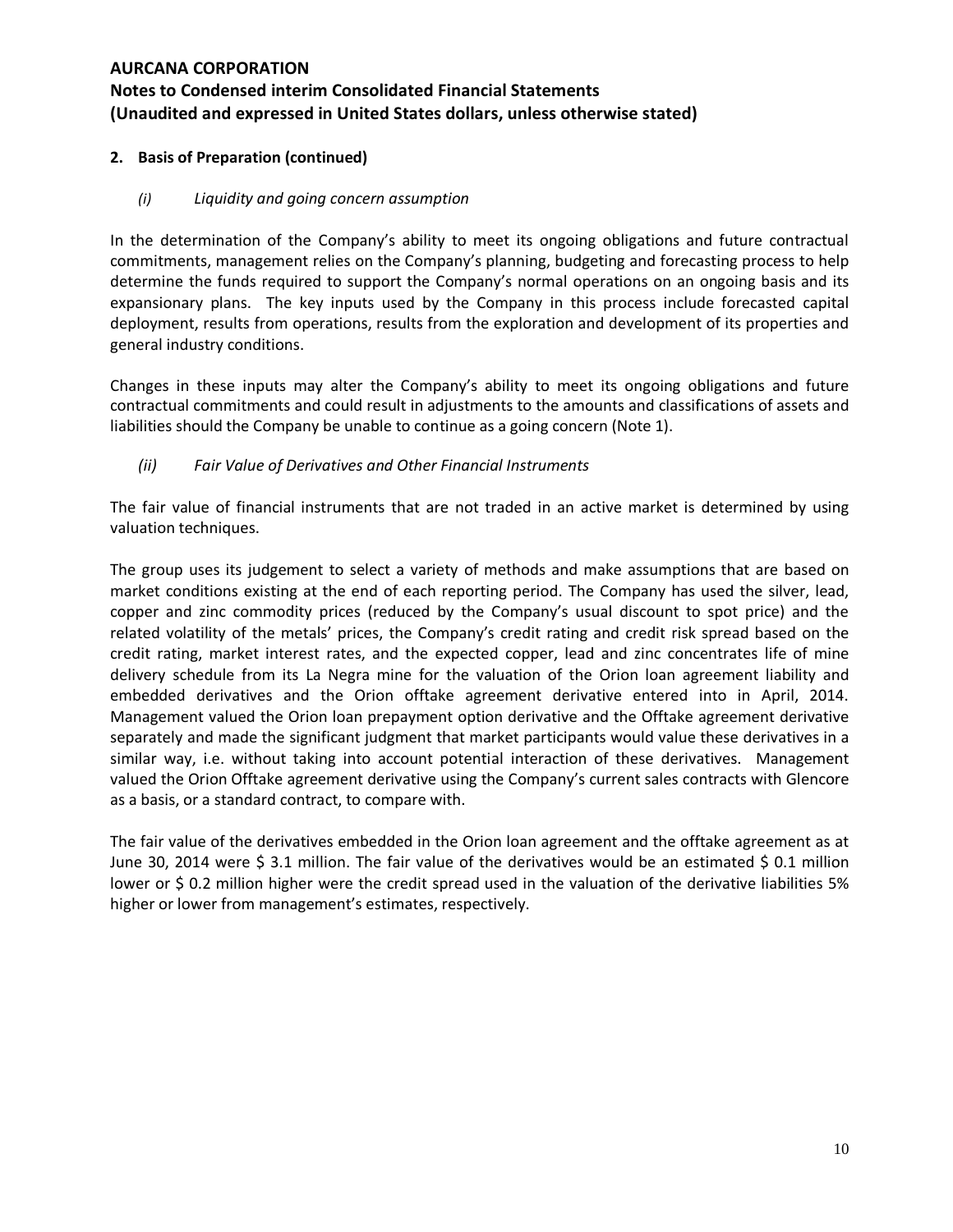## 2. Basis of Preparation (continued)

*(i) Liquidity and going concern assumption*

In the determination of the Company's ability to meet its ongoing obligations and future contractual commitments, management relies on the Company's planning, budgeting and forecasting process to help determine the funds required to support the Company's normal operations on an ongoing basis and its expansionary plans. The key inputs used by the Company in this process include forecasted capital deployment, results from operations, results from the exploration and development of its properties and general industry conditions.

Changes in these inputs may alter the Company's ability to meet its ongoing obligations and future contractual commitments and could result in adjustments to the amounts and classifications of assets and liabilities should the Company be unable to continue as a going concern (Note 1).

*(ii) Fair Value of Derivatives and Other Financial Instruments*

The fair value of financial instruments that are not traded in an active market is determined by using valuation techniques.

The group uses its judgement to select a variety of methods and make assumptions that are based on market conditions existing at the end of each reporting period. The Company has used the silver, lead, copper and zinc commodity prices (reduced by the Company's usual discount to spot price) and the related volatility of the metals' prices, the Company's credit rating and credit risk spread based on the credit rating, market interest rates, and the expected copper, lead and zinc concentrates life of mine delivery schedule from its La Negra mine for the valuation of the Orion loan agreement liability and embedded derivatives and the Orion offtake agreement derivative entered into in April, 2014. Management valued the Orion loan prepayment option derivative and the Offtake agreement derivative separately and made the significant judgment that market participants would value these derivatives in a similar way, i.e. without taking into account potential interaction of these derivatives. Management valued the Orion Offtake agreement derivative using the Company's current sales contracts with Glencore as a basis, or a standard contract, to compare with.

The fair value of the derivatives embedded in the Orion loan agreement and the offtake agreement as at June 30, 2014 were $ 3.1 million. The fair value of the derivatives would be an estimated $ 0.1 million lower or $ 0.2 million higher were the credit spread used in the valuation of the derivative liabilities 5% higher or lower from management's estimates, respectively.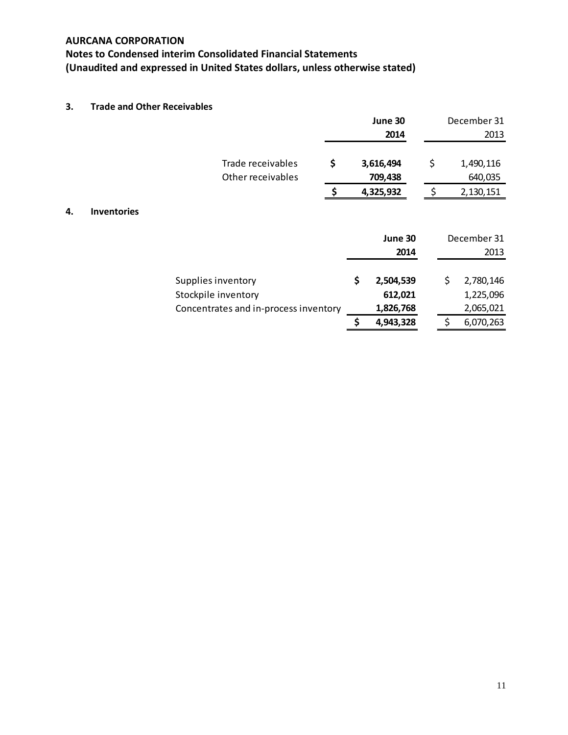**AURCANA CORPORATION**
**Notes to Condensed interim Consolidated Financial Statements**
**(Unaudited and expressed in United States dollars, unless otherwise stated)**

## 3. Trade and Other Receivables

| | **June 30 2014** | December 31 2013 |
|---|---|---|
| Trade receivables | **$ 3,616,494** | $ 1,490,116 |
| Other receivables | **709,438** | 640,035 |
| | **$ 4,325,932** | $ 2,130,151 |

## 4. Inventories

| | **June 30 2014** | December 31 2013 |
|---|---|---|
| Supplies inventory | **$ 2,504,539** | $ 2,780,146 |
| Stockpile inventory | **612,021** | 1,225,096 |
| Concentrates and in-process inventory | **1,826,768** | 2,065,021 |
| | **$ 4,943,328** | $ 6,070,263 |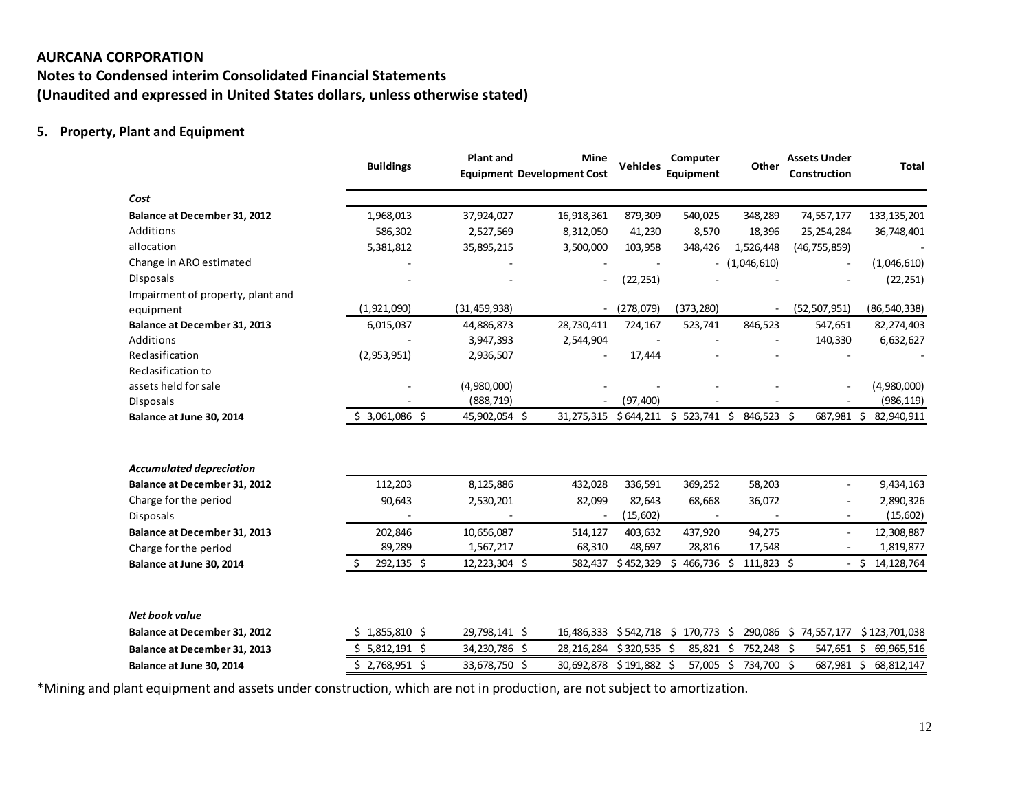**AURCANA CORPORATION**

**Notes to Condensed interim Consolidated Financial Statements**

**(Unaudited and expressed in United States dollars, unless otherwise stated)**

## 5. Property, Plant and Equipment

| | Buildings | Plant and Equipment | Mine Development Cost | Vehicles | Computer Equipment | Other | Assets Under Construction | Total |
|---|---|---|---|---|---|---|---|---|
| ***Cost*** | | | | | | | | |
| **Balance at December 31, 2012** | 1,968,013 | 37,924,027 | 16,918,361 | 879,309 | 540,025 | 348,289 | 74,557,177 | 133,135,201 |
| Additions | 586,302 | 2,527,569 | 8,312,050 | 41,230 | 8,570 | 18,396 | 25,254,284 | 36,748,401 |
| allocation | 5,381,812 | 35,895,215 | 3,500,000 | 103,958 | 348,426 | 1,526,448 | (46,755,859) | - |
| Change in ARO estimated | - | - | - | - | - | (1,046,610) | - | (1,046,610) |
| Disposals | - | - | - | (22,251) | - | - | - | (22,251) |
| Impairment of property, plant and equipment | (1,921,090) | (31,459,938) | - | (278,079) | (373,280) | - | (52,507,951) | (86,540,338) |
| **Balance at December 31, 2013** | 6,015,037 | 44,886,873 | 28,730,411 | 724,167 | 523,741 | 846,523 | 547,651 | 82,274,403 |
| Additions | - | 3,947,393 | 2,544,904 | - | - | - | 140,330 | 6,632,627 |
| Reclasification | (2,953,951) | 2,936,507 | - | 17,444 | - | - | - | - |
| Reclasification to assets held for sale | - | (4,980,000) | - | - | - | - | - | (4,980,000) |
| Disposals | - | (888,719) | - | (97,400) | - | - | - | (986,119) |
| **Balance at June 30, 2014** | $ 3,061,086 | $ 45,902,054 | $ 31,275,315 | $ 644,211 | $ 523,741 | $ 846,523 | $ 687,981 | $ 82,940,911 |
| | | | | | | | | |
| ***Accumulated depreciation*** | | | | | | | | |
| **Balance at December 31, 2012** | 112,203 | 8,125,886 | 432,028 | 336,591 | 369,252 | 58,203 | - | 9,434,163 |
| Charge for the period | 90,643 | 2,530,201 | 82,099 | 82,643 | 68,668 | 36,072 | - | 2,890,326 |
| Disposals | - | - | - | (15,602) | - | - | - | (15,602) |
| **Balance at December 31, 2013** | 202,846 | 10,656,087 | 514,127 | 403,632 | 437,920 | 94,275 | - | 12,308,887 |
| Charge for the period | 89,289 | 1,567,217 | 68,310 | 48,697 | 28,816 | 17,548 | - | 1,819,877 |
| **Balance at June 30, 2014** | $ 292,135 | $ 12,223,304 | $ 582,437 | $ 452,329 | $ 466,736 | $ 111,823 | $ - | $ 14,128,764 |
| | | | | | | | | |
| ***Net book value*** | | | | | | | | |
| **Balance at December 31, 2012** | $ 1,855,810 | $ 29,798,141 | $ 16,486,333 | $ 542,718 | $ 170,773 | $ 290,086 | $ 74,557,177 | $ 123,701,038 |
| **Balance at December 31, 2013** | $ 5,812,191 | $ 34,230,786 | $ 28,216,284 | $ 320,535 | $ 85,821 | $ 752,248 | $ 547,651 | $ 69,965,516 |
| **Balance at June 30, 2014** | $ 2,768,951 | $ 33,678,750 | $ 30,692,878 | $ 191,882 | $ 57,005 | $ 734,700 | $ 687,981 | $ 68,812,147 |

*Mining and plant equipment and assets under construction, which are not in production, are not subject to amortization.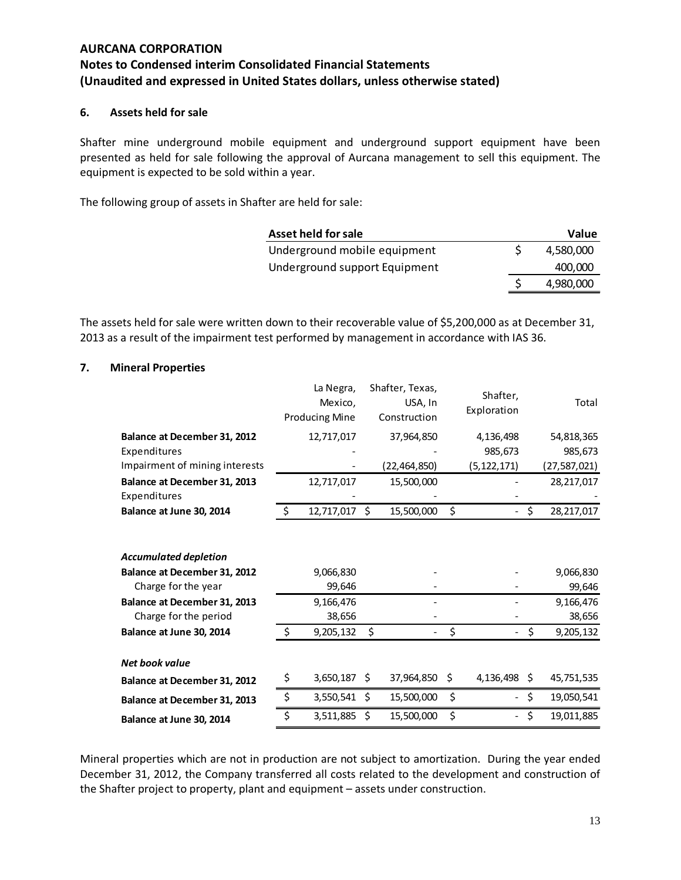**AURCANA CORPORATION**
**Notes to Condensed interim Consolidated Financial Statements**
**(Unaudited and expressed in United States dollars, unless otherwise stated)**

## 6. Assets held for sale

Shafter mine underground mobile equipment and underground support equipment have been presented as held for sale following the approval of Aurcana management to sell this equipment. The equipment is expected to be sold within a year.

The following group of assets in Shafter are held for sale:

| Asset held for sale | Value |
|---|---|
| Underground mobile equipment | $ 4,580,000 |
| Underground support Equipment | 400,000 |
| | $ 4,980,000 |

The assets held for sale were written down to their recoverable value of $5,200,000 as at December 31, 2013 as a result of the impairment test performed by management in accordance with IAS 36.

## 7. Mineral Properties

| | La Negra, Mexico, Producing Mine | Shafter, Texas, USA, In Construction | Shafter, Exploration | Total |
|---|---|---|---|---|
| **Balance at December 31, 2012** | 12,717,017 | 37,964,850 | 4,136,498 | 54,818,365 |
| Expenditures | - | - | 985,673 | 985,673 |
| Impairment of mining interests | - | (22,464,850) | (5,122,171) | (27,587,021) |
| **Balance at December 31, 2013** | 12,717,017 | 15,500,000 | - | 28,217,017 |
| Expenditures | - | - | - | - |
| **Balance at June 30, 2014** | $ 12,717,017 | $ 15,500,000 | $ - | $ 28,217,017 |
| | | | | |
| ***Accumulated depletion*** | | | | |
| **Balance at December 31, 2012** | 9,066,830 | - | - | 9,066,830 |
| Charge for the year | 99,646 | - | - | 99,646 |
| **Balance at December 31, 2013** | 9,166,476 | - | - | 9,166,476 |
| Charge for the period | 38,656 | - | - | 38,656 |
| **Balance at June 30, 2014** | $ 9,205,132 | $ - | $ - | $ 9,205,132 |
| | | | | |
| ***Net book value*** | | | | |
| **Balance at December 31, 2012** | $ 3,650,187 | $ 37,964,850 | $ 4,136,498 | $ 45,751,535 |
| **Balance at December 31, 2013** | $ 3,550,541 | $ 15,500,000 | $ - | $ 19,050,541 |
| **Balance at June 30, 2014** | $ 3,511,885 | $ 15,500,000 | $ - | $ 19,011,885 |

Mineral properties which are not in production are not subject to amortization. During the year ended December 31, 2012, the Company transferred all costs related to the development and construction of the Shafter project to property, plant and equipment – assets under construction.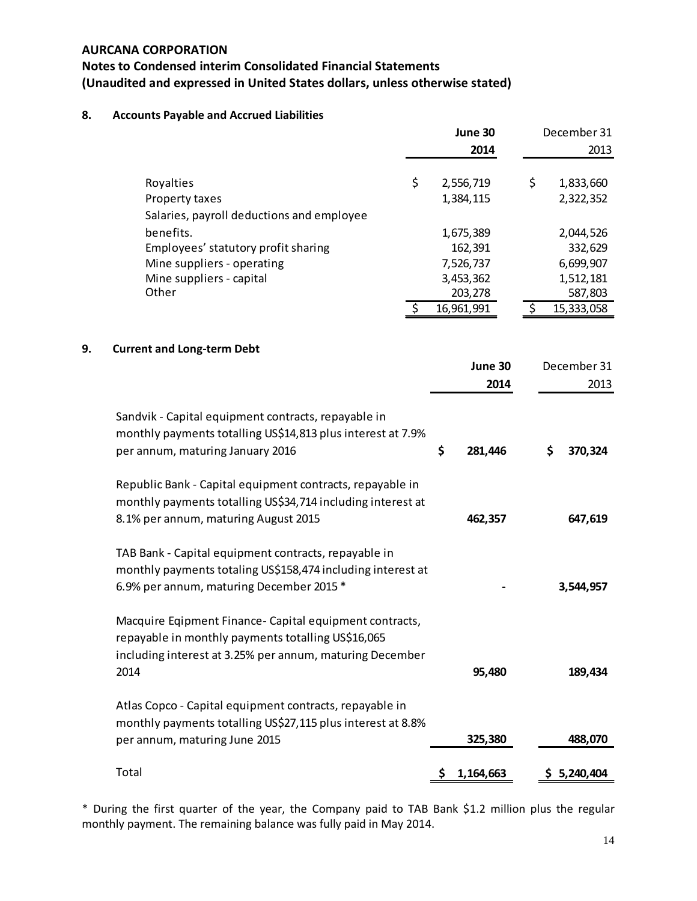**AURCANA CORPORATION**

**Notes to Condensed interim Consolidated Financial Statements**

**(Unaudited and expressed in United States dollars, unless otherwise stated)**

## 8. Accounts Payable and Accrued Liabilities

| | **June 30 2014** | December 31 2013 |
|---|---|---|
| Royalties | $ 2,556,719 | $ 1,833,660 |
| Property taxes | 1,384,115 | 2,322,352 |
| Salaries, payroll deductions and employee benefits. | 1,675,389 | 2,044,526 |
| Employees' statutory profit sharing | 162,391 | 332,629 |
| Mine suppliers - operating | 7,526,737 | 6,699,907 |
| Mine suppliers - capital | 3,453,362 | 1,512,181 |
| Other | 203,278 | 587,803 |
| | $ 16,961,991 | $ 15,333,058 |

## 9. Current and Long-term Debt

| | **June 30 2014** | December 31 2013 |
|---|---|---|
| Sandvik - Capital equipment contracts, repayable in monthly payments totalling US$14,813 plus interest at 7.9% per annum, maturing January 2016 | **$ 281,446** | **$ 370,324** |
| Republic Bank - Capital equipment contracts, repayable in monthly payments totalling US$34,714 including interest at 8.1% per annum, maturing August 2015 | **462,357** | **647,619** |
| TAB Bank - Capital equipment contracts, repayable in monthly payments totaling US$158,474 including interest at 6.9% per annum, maturing December 2015 * | **-** | **3,544,957** |
| Macquire Eqipment Finance- Capital equipment contracts, repayable in monthly payments totalling US$16,065 including interest at 3.25% per annum, maturing December 2014 | **95,480** | **189,434** |
| Atlas Copco - Capital equipment contracts, repayable in monthly payments totalling US$27,115 plus interest at 8.8% per annum, maturing June 2015 | **325,380** | **488,070** |
| Total | **$ 1,164,663** | **$ 5,240,404** |

* During the first quarter of the year, the Company paid to TAB Bank $1.2 million plus the regular monthly payment. The remaining balance was fully paid in May 2014.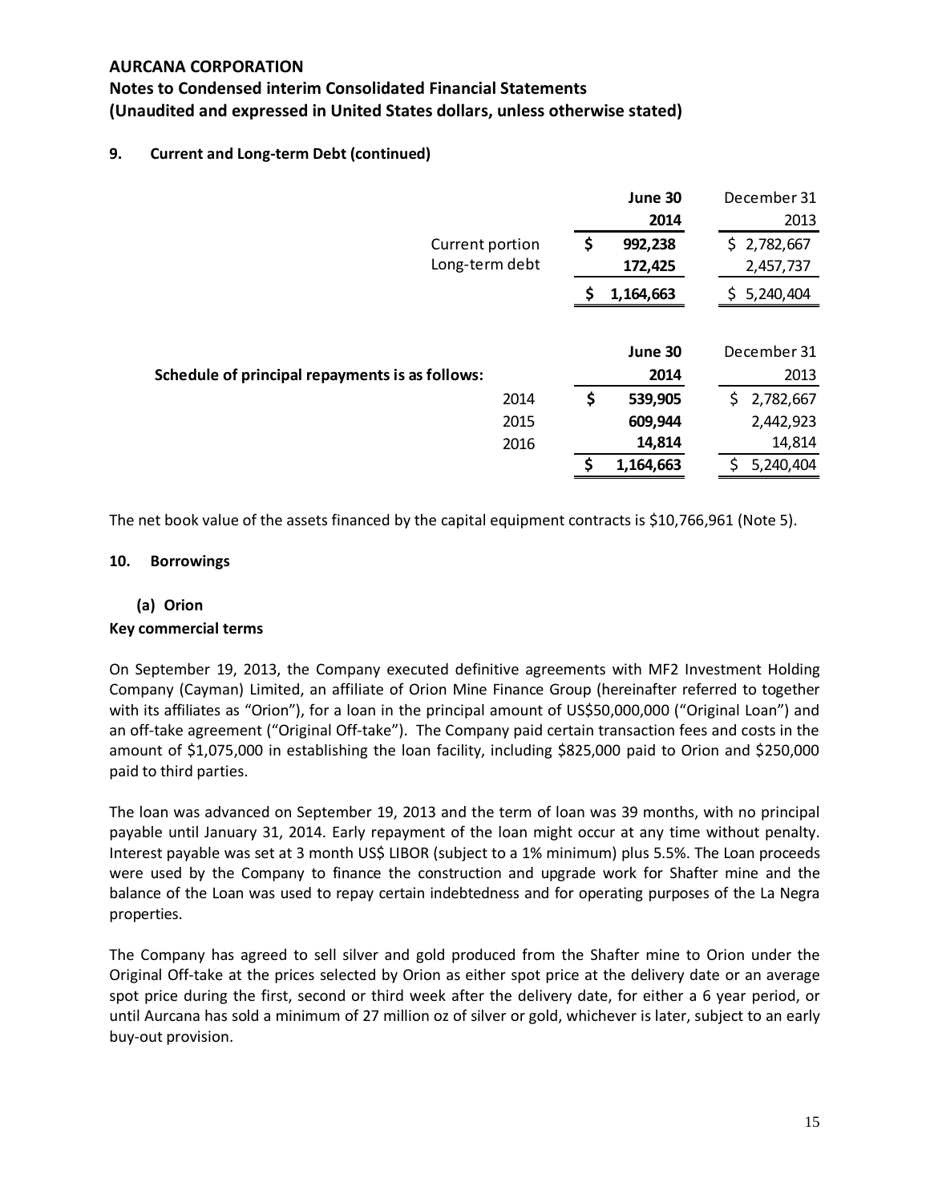**AURCANA CORPORATION**
**Notes to Condensed interim Consolidated Financial Statements**
**(Unaudited and expressed in United States dollars, unless otherwise stated)**

### 9. Current and Long-term Debt (continued)

| | June 30 2014 | December 31 2013 |
|---|---|---|
| Current portion | $ 992,238 | $ 2,782,667 |
| Long-term debt | 172,425 | 2,457,737 |
| | $ 1,164,663 | $ 5,240,404 |

| **Schedule of principal repayments is as follows:** | June 30 2014 | December 31 2013 |
|---|---|---|
| 2014 | $ 539,905 | $ 2,782,667 |
| 2015 | 609,944 | 2,442,923 |
| 2016 | 14,814 | 14,814 |
| | $ 1,164,663 | $ 5,240,404 |

The net book value of the assets financed by the capital equipment contracts is $10,766,961 (Note 5).

### 10. Borrowings

#### (a) Orion

**Key commercial terms**

On September 19, 2013, the Company executed definitive agreements with MF2 Investment Holding Company (Cayman) Limited, an affiliate of Orion Mine Finance Group (hereinafter referred to together with its affiliates as "Orion"), for a loan in the principal amount of US$50,000,000 ("Original Loan") and an off-take agreement ("Original Off-take"). The Company paid certain transaction fees and costs in the amount of $1,075,000 in establishing the loan facility, including $825,000 paid to Orion and $250,000 paid to third parties.

The loan was advanced on September 19, 2013 and the term of loan was 39 months, with no principal payable until January 31, 2014. Early repayment of the loan might occur at any time without penalty. Interest payable was set at 3 month US$ LIBOR (subject to a 1% minimum) plus 5.5%. The Loan proceeds were used by the Company to finance the construction and upgrade work for Shafter mine and the balance of the Loan was used to repay certain indebtedness and for operating purposes of the La Negra properties.

The Company has agreed to sell silver and gold produced from the Shafter mine to Orion under the Original Off-take at the prices selected by Orion as either spot price at the delivery date or an average spot price during the first, second or third week after the delivery date, for either a 6 year period, or until Aurcana has sold a minimum of 27 million oz of silver or gold, whichever is later, subject to an early buy-out provision.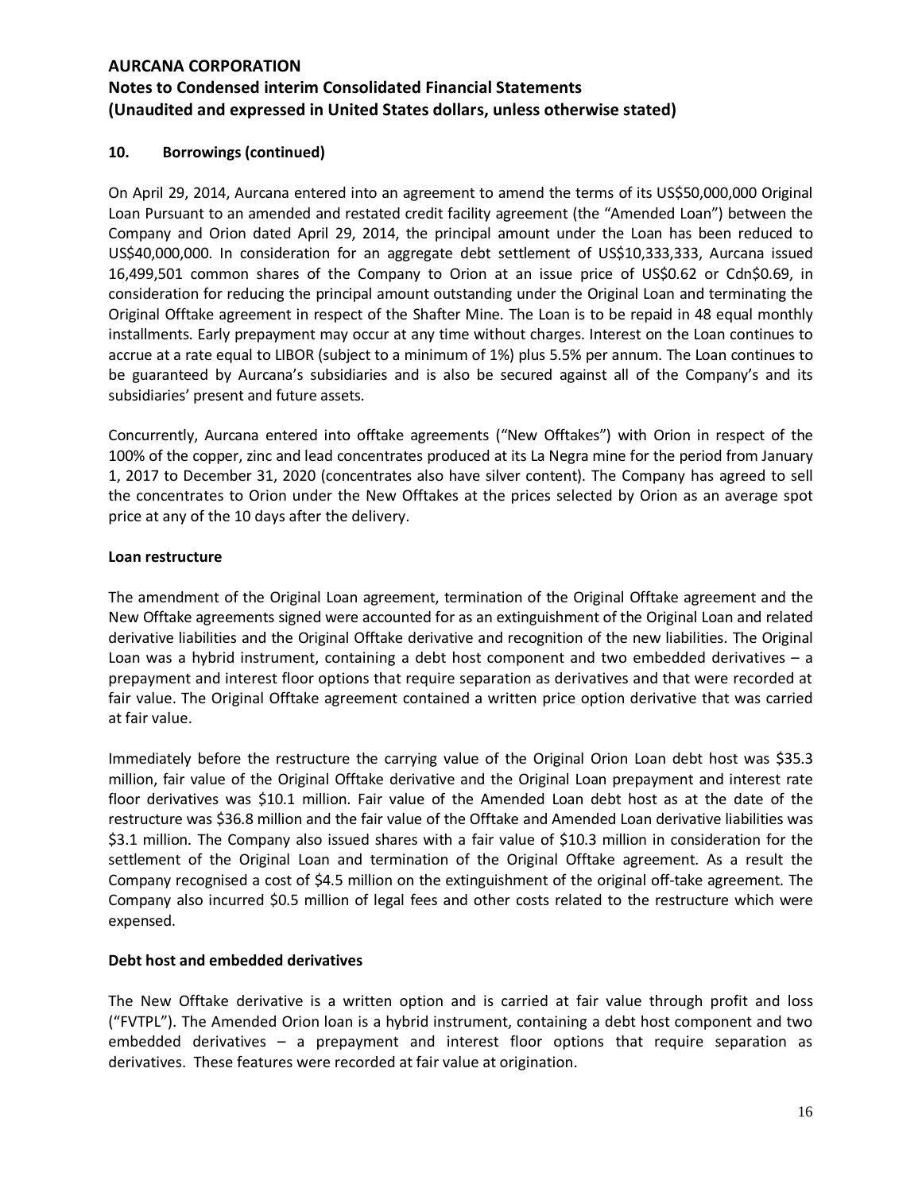# AURCANA CORPORATION

## Notes to Condensed interim Consolidated Financial Statements
## (Unaudited and expressed in United States dollars, unless otherwise stated)

### 10. Borrowings (continued)

On April 29, 2014, Aurcana entered into an agreement to amend the terms of its US$50,000,000 Original Loan Pursuant to an amended and restated credit facility agreement (the "Amended Loan") between the Company and Orion dated April 29, 2014, the principal amount under the Loan has been reduced to US$40,000,000. In consideration for an aggregate debt settlement of US$10,333,333, Aurcana issued 16,499,501 common shares of the Company to Orion at an issue price of US$0.62 or Cdn$0.69, in consideration for reducing the principal amount outstanding under the Original Loan and terminating the Original Offtake agreement in respect of the Shafter Mine. The Loan is to be repaid in 48 equal monthly installments. Early prepayment may occur at any time without charges. Interest on the Loan continues to accrue at a rate equal to LIBOR (subject to a minimum of 1%) plus 5.5% per annum. The Loan continues to be guaranteed by Aurcana's subsidiaries and is also be secured against all of the Company's and its subsidiaries' present and future assets.

Concurrently, Aurcana entered into offtake agreements ("New Offtakes") with Orion in respect of the 100% of the copper, zinc and lead concentrates produced at its La Negra mine for the period from January 1, 2017 to December 31, 2020 (concentrates also have silver content). The Company has agreed to sell the concentrates to Orion under the New Offtakes at the prices selected by Orion as an average spot price at any of the 10 days after the delivery.

**Loan restructure**

The amendment of the Original Loan agreement, termination of the Original Offtake agreement and the New Offtake agreements signed were accounted for as an extinguishment of the Original Loan and related derivative liabilities and the Original Offtake derivative and recognition of the new liabilities. The Original Loan was a hybrid instrument, containing a debt host component and two embedded derivatives – a prepayment and interest floor options that require separation as derivatives and that were recorded at fair value. The Original Offtake agreement contained a written price option derivative that was carried at fair value.

Immediately before the restructure the carrying value of the Original Orion Loan debt host was $35.3 million, fair value of the Original Offtake derivative and the Original Loan prepayment and interest rate floor derivatives was $10.1 million. Fair value of the Amended Loan debt host as at the date of the restructure was $36.8 million and the fair value of the Offtake and Amended Loan derivative liabilities was $3.1 million. The Company also issued shares with a fair value of $10.3 million in consideration for the settlement of the Original Loan and termination of the Original Offtake agreement. As a result the Company recognised a cost of $4.5 million on the extinguishment of the original off-take agreement. The Company also incurred $0.5 million of legal fees and other costs related to the restructure which were expensed.

**Debt host and embedded derivatives**

The New Offtake derivative is a written option and is carried at fair value through profit and loss ("FVTPL"). The Amended Orion loan is a hybrid instrument, containing a debt host component and two embedded derivatives – a prepayment and interest floor options that require separation as derivatives. These features were recorded at fair value at origination.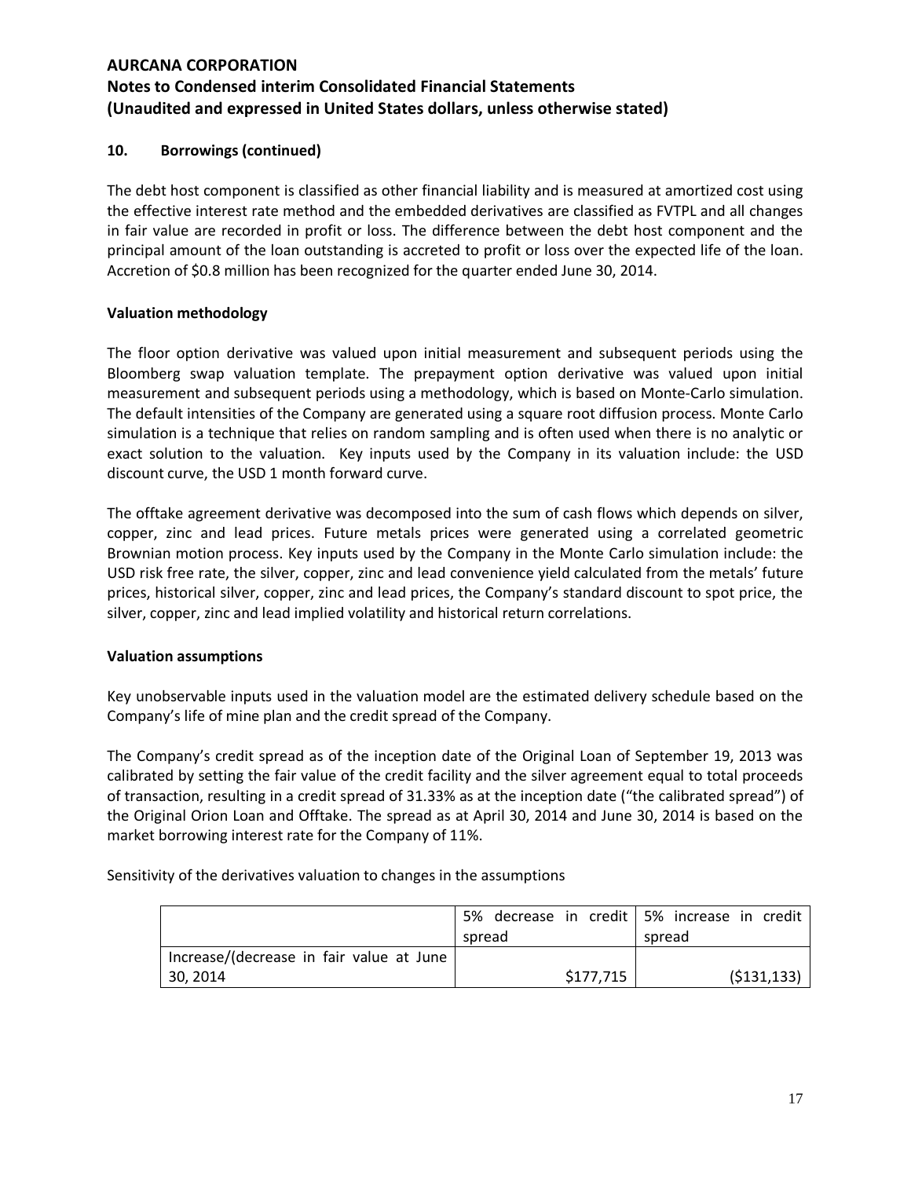## 10. Borrowings (continued)

The debt host component is classified as other financial liability and is measured at amortized cost using the effective interest rate method and the embedded derivatives are classified as FVTPL and all changes in fair value are recorded in profit or loss. The difference between the debt host component and the principal amount of the loan outstanding is accreted to profit or loss over the expected life of the loan. Accretion of $0.8 million has been recognized for the quarter ended June 30, 2014.

### Valuation methodology

The floor option derivative was valued upon initial measurement and subsequent periods using the Bloomberg swap valuation template. The prepayment option derivative was valued upon initial measurement and subsequent periods using a methodology, which is based on Monte-Carlo simulation. The default intensities of the Company are generated using a square root diffusion process. Monte Carlo simulation is a technique that relies on random sampling and is often used when there is no analytic or exact solution to the valuation. Key inputs used by the Company in its valuation include: the USD discount curve, the USD 1 month forward curve.

The offtake agreement derivative was decomposed into the sum of cash flows which depends on silver, copper, zinc and lead prices. Future metals prices were generated using a correlated geometric Brownian motion process. Key inputs used by the Company in the Monte Carlo simulation include: the USD risk free rate, the silver, copper, zinc and lead convenience yield calculated from the metals' future prices, historical silver, copper, zinc and lead prices, the Company's standard discount to spot price, the silver, copper, zinc and lead implied volatility and historical return correlations.

### Valuation assumptions

Key unobservable inputs used in the valuation model are the estimated delivery schedule based on the Company's life of mine plan and the credit spread of the Company.

The Company's credit spread as of the inception date of the Original Loan of September 19, 2013 was calibrated by setting the fair value of the credit facility and the silver agreement equal to total proceeds of transaction, resulting in a credit spread of 31.33% as at the inception date ("the calibrated spread") of the Original Orion Loan and Offtake. The spread as at April 30, 2014 and June 30, 2014 is based on the market borrowing interest rate for the Company of 11%.

Sensitivity of the derivatives valuation to changes in the assumptions

| | 5% decrease in credit spread | 5% increase in credit spread |
|---|---|---|
| Increase/(decrease in fair value at June 30, 2014 | $177,715 | ($131,133) |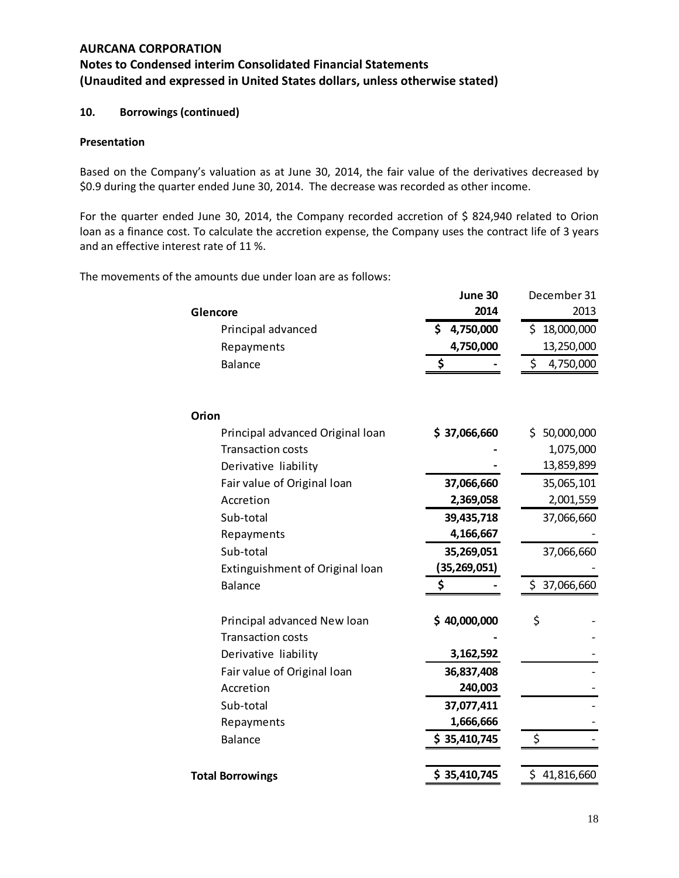## AURCANA CORPORATION

### Notes to Condensed interim Consolidated Financial Statements

### (Unaudited and expressed in United States dollars, unless otherwise stated)

**10. Borrowings (continued)**

**Presentation**

Based on the Company's valuation as at June 30, 2014, the fair value of the derivatives decreased by $0.9 during the quarter ended June 30, 2014. The decrease was recorded as other income.

For the quarter ended June 30, 2014, the Company recorded accretion of $ 824,940 related to Orion loan as a finance cost. To calculate the accretion expense, the Company uses the contract life of 3 years and an effective interest rate of 11 %.

The movements of the amounts due under loan are as follows:

| | **June 30 2014** | December 31 2013 |
|---|---|---|
| **Glencore** | | |
| Principal advanced | **$ 4,750,000** | $ 18,000,000 |
| Repayments | **4,750,000** | 13,250,000 |
| Balance | **$ -** | $ 4,750,000 |
| | | |
| **Orion** | | |
| Principal advanced Original loan | **$ 37,066,660** | $ 50,000,000 |
| Transaction costs | **-** | 1,075,000 |
| Derivative liability | **-** | 13,859,899 |
| Fair value of Original loan | **37,066,660** | 35,065,101 |
| Accretion | **2,369,058** | 2,001,559 |
| Sub-total | **39,435,718** | 37,066,660 |
| Repayments | **4,166,667** | - |
| Sub-total | **35,269,051** | 37,066,660 |
| Extinguishment of Original loan | **(35,269,051)** | - |
| Balance | **$ -** | $ 37,066,660 |
| | | |
| Principal advanced New loan | **$ 40,000,000** | $ - |
| Transaction costs | **-** | - |
| Derivative liability | **3,162,592** | - |
| Fair value of Original loan | **36,837,408** | - |
| Accretion | **240,003** | - |
| Sub-total | **37,077,411** | - |
| Repayments | **1,666,666** | - |
| Balance | **$ 35,410,745** | $ - |
| | | |
| **Total Borrowings** | **$ 35,410,745** | $ 41,816,660 |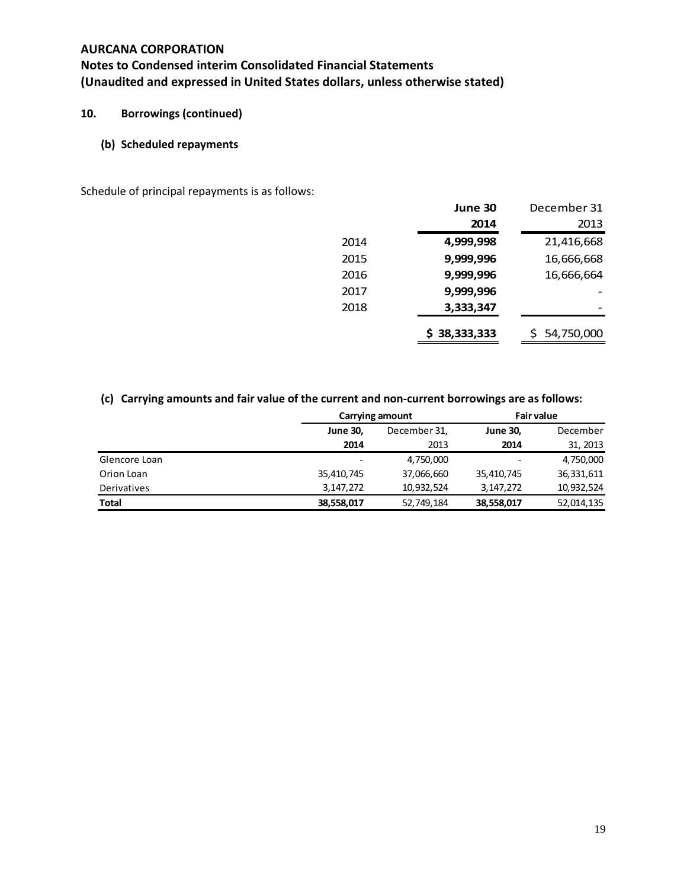**AURCANA CORPORATION**

**Notes to Condensed interim Consolidated Financial Statements**
**(Unaudited and expressed in United States dollars, unless otherwise stated)**

## 10. Borrowings (continued)

### (b) Scheduled repayments

Schedule of principal repayments is as follows:

| | **June 30 2014** | December 31 2013 |
|---|---|---|
| 2014 | **4,999,998** | 21,416,668 |
| 2015 | **9,999,996** | 16,666,668 |
| 2016 | **9,999,996** | 16,666,664 |
| 2017 | **9,999,996** | - |
| 2018 | **3,333,347** | - |
| | **$ 38,333,333** | $ 54,750,000 |

### (c) Carrying amounts and fair value of the current and non-current borrowings are as follows:

| | **Carrying amount** | | **Fair value** | |
|---|---|---|---|---|
| | **June 30, 2014** | December 31, 2013 | **June 30, 2014** | December 31, 2013 |
| Glencore Loan | - | 4,750,000 | - | 4,750,000 |
| Orion Loan | 35,410,745 | 37,066,660 | 35,410,745 | 36,331,611 |
| Derivatives | 3,147,272 | 10,932,524 | 3,147,272 | 10,932,524 |
| **Total** | **38,558,017** | 52,749,184 | **38,558,017** | 52,014,135 |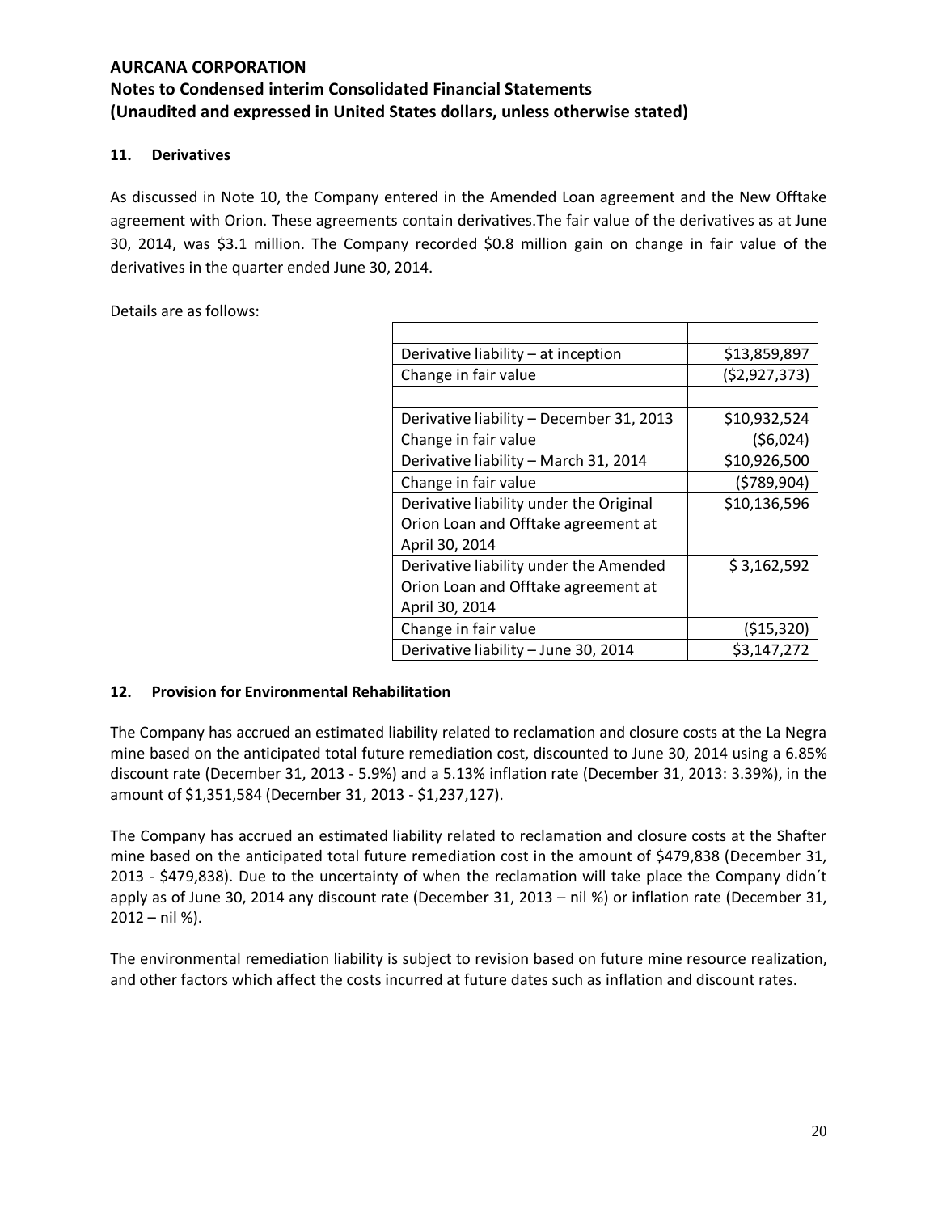**AURCANA CORPORATION**
**Notes to Condensed interim Consolidated Financial Statements**
**(Unaudited and expressed in United States dollars, unless otherwise stated)**

## 11. Derivatives

As discussed in Note 10, the Company entered in the Amended Loan agreement and the New Offtake agreement with Orion. These agreements contain derivatives.The fair value of the derivatives as at June 30, 2014, was $3.1 million. The Company recorded $0.8 million gain on change in fair value of the derivatives in the quarter ended June 30, 2014.

Details are as follows:

| | |
|---|---|
| Derivative liability – at inception | $13,859,897 |
| Change in fair value | ($2,927,373) |
| | |
| Derivative liability – December 31, 2013 | $10,932,524 |
| Change in fair value | ($6,024) |
| Derivative liability – March 31, 2014 | $10,926,500 |
| Change in fair value | ($789,904) |
| Derivative liability under the Original Orion Loan and Offtake agreement at April 30, 2014 | $10,136,596 |
| Derivative liability under the Amended Orion Loan and Offtake agreement at April 30, 2014 | $ 3,162,592 |
| Change in fair value | ($15,320) |
| Derivative liability – June 30, 2014 | $3,147,272 |

## 12. Provision for Environmental Rehabilitation

The Company has accrued an estimated liability related to reclamation and closure costs at the La Negra mine based on the anticipated total future remediation cost, discounted to June 30, 2014 using a 6.85% discount rate (December 31, 2013 - 5.9%) and a 5.13% inflation rate (December 31, 2013: 3.39%), in the amount of $1,351,584 (December 31, 2013 - $1,237,127).

The Company has accrued an estimated liability related to reclamation and closure costs at the Shafter mine based on the anticipated total future remediation cost in the amount of $479,838 (December 31, 2013 - $479,838). Due to the uncertainty of when the reclamation will take place the Company didn´t apply as of June 30, 2014 any discount rate (December 31, 2013 – nil %) or inflation rate (December 31, 2012 – nil %).

The environmental remediation liability is subject to revision based on future mine resource realization, and other factors which affect the costs incurred at future dates such as inflation and discount rates.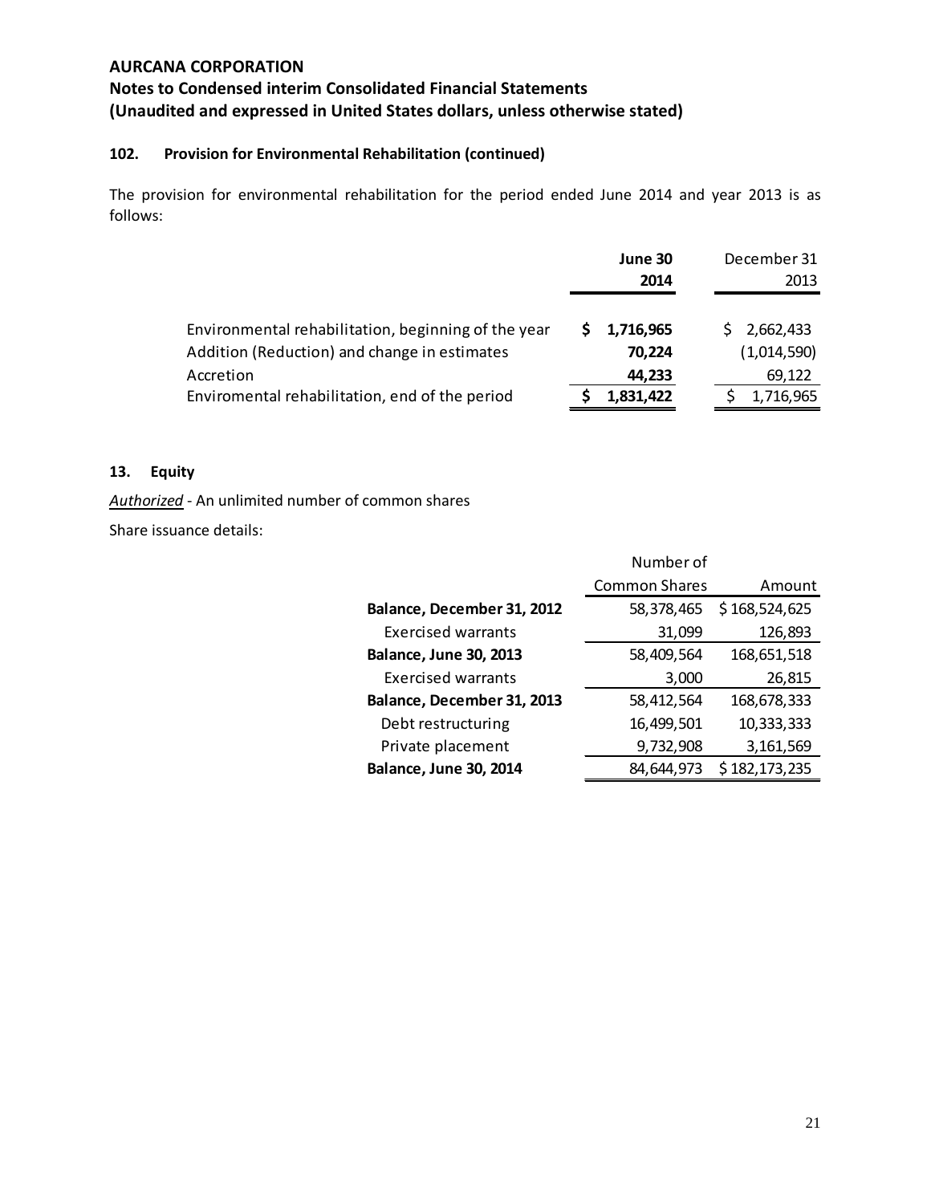**AURCANA CORPORATION**

**Notes to Condensed interim Consolidated Financial Statements**

**(Unaudited and expressed in United States dollars, unless otherwise stated)**

### 102. Provision for Environmental Rehabilitation (continued)

The provision for environmental rehabilitation for the period ended June 2014 and year 2013 is as follows:

| | **June 30 2014** | December 31 2013 |
|---|---|---|
| Environmental rehabilitation, beginning of the year | **$ 1,716,965** | $ 2,662,433 |
| Addition (Reduction) and change in estimates | **70,224** | (1,014,590) |
| Accretion | **44,233** | 69,122 |
| Enviromental rehabilitation, end of the period | **$ 1,831,422** | $ 1,716,965 |

### 13. Equity

*Authorized* - An unlimited number of common shares

Share issuance details:

| | Number of Common Shares | Amount |
|---|---|---|
| **Balance, December 31, 2012** | 58,378,465 | $ 168,524,625 |
| Exercised warrants | 31,099 | 126,893 |
| **Balance, June 30, 2013** | 58,409,564 | 168,651,518 |
| Exercised warrants | 3,000 | 26,815 |
| **Balance, December 31, 2013** | 58,412,564 | 168,678,333 |
| Debt restructuring | 16,499,501 | 10,333,333 |
| Private placement | 9,732,908 | 3,161,569 |
| **Balance, June 30, 2014** | 84,644,973 | $ 182,173,235 |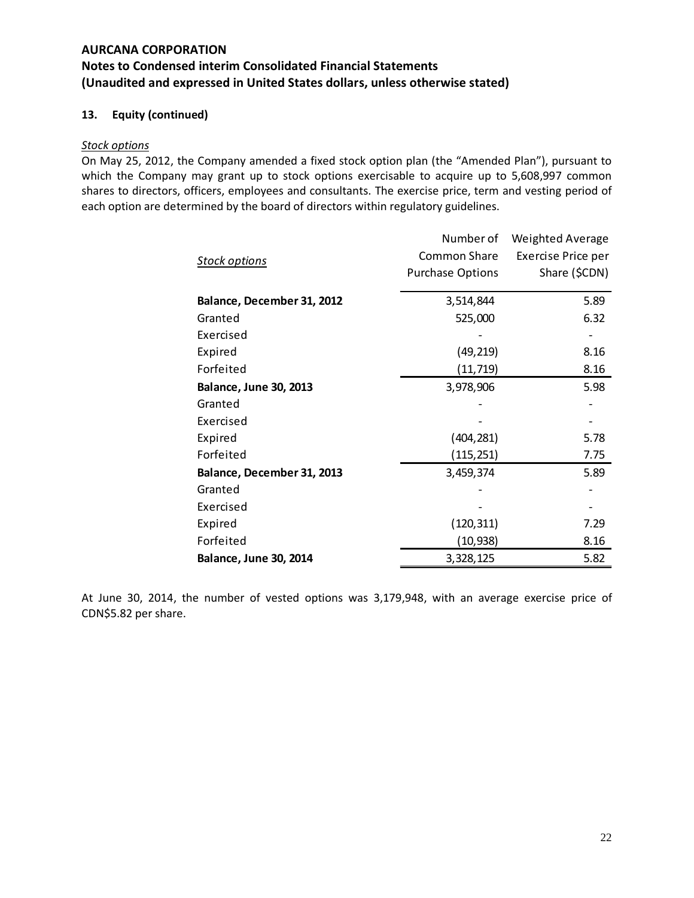# AURCANA CORPORATION

## Notes to Condensed interim Consolidated Financial Statements

## (Unaudited and expressed in United States dollars, unless otherwise stated)

### 13. Equity (continued)

*Stock options*

On May 25, 2012, the Company amended a fixed stock option plan (the "Amended Plan"), pursuant to which the Company may grant up to stock options exercisable to acquire up to 5,608,997 common shares to directors, officers, employees and consultants. The exercise price, term and vesting period of each option are determined by the board of directors within regulatory guidelines.

| *Stock options* | Number of Common Share Purchase Options | Weighted Average Exercise Price per Share ($CDN) |
|---|---|---|
| **Balance, December 31, 2012** | 3,514,844 | 5.89 |
| Granted | 525,000 | 6.32 |
| Exercised | - | - |
| Expired | (49,219) | 8.16 |
| Forfeited | (11,719) | 8.16 |
| **Balance, June 30, 2013** | 3,978,906 | 5.98 |
| Granted | - | - |
| Exercised | - | - |
| Expired | (404,281) | 5.78 |
| Forfeited | (115,251) | 7.75 |
| **Balance, December 31, 2013** | 3,459,374 | 5.89 |
| Granted | - | - |
| Exercised | - | - |
| Expired | (120,311) | 7.29 |
| Forfeited | (10,938) | 8.16 |
| **Balance, June 30, 2014** | 3,328,125 | 5.82 |

At June 30, 2014, the number of vested options was 3,179,948, with an average exercise price of CDN$5.82 per share.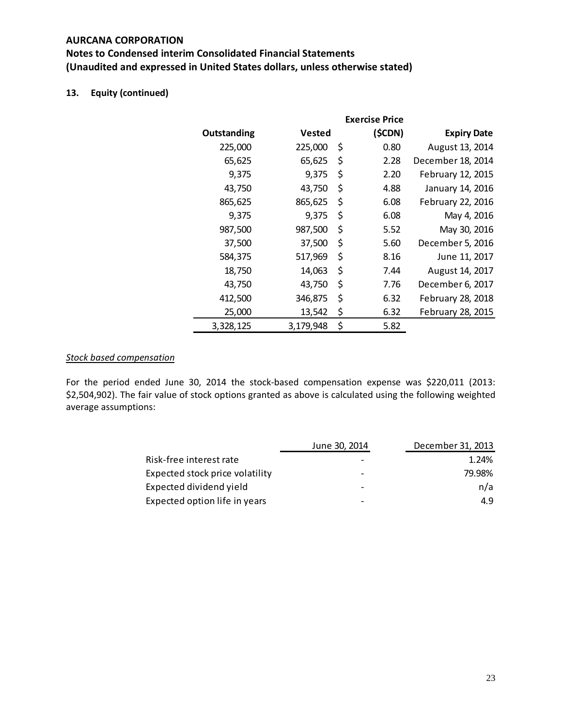## AURCANA CORPORATION

### Notes to Condensed interim Consolidated Financial Statements
### (Unaudited and expressed in United States dollars, unless otherwise stated)

**13. Equity (continued)**

| Outstanding | Vested | Exercise Price ($CDN) | Expiry Date |
|---|---|---|---|
| 225,000 | 225,000 | $ 0.80 | August 13, 2014 |
| 65,625 | 65,625 | $ 2.28 | December 18, 2014 |
| 9,375 | 9,375 | $ 2.20 | February 12, 2015 |
| 43,750 | 43,750 | $ 4.88 | January 14, 2016 |
| 865,625 | 865,625 | $ 6.08 | February 22, 2016 |
| 9,375 | 9,375 | $ 6.08 | May 4, 2016 |
| 987,500 | 987,500 | $ 5.52 | May 30, 2016 |
| 37,500 | 37,500 | $ 5.60 | December 5, 2016 |
| 584,375 | 517,969 | $ 8.16 | June 11, 2017 |
| 18,750 | 14,063 | $ 7.44 | August 14, 2017 |
| 43,750 | 43,750 | $ 7.76 | December 6, 2017 |
| 412,500 | 346,875 | $ 6.32 | February 28, 2018 |
| 25,000 | 13,542 | $ 6.32 | February 28, 2015 |
| 3,328,125 | 3,179,948 | $ 5.82 | |

*Stock based compensation*

For the period ended June 30, 2014 the stock-based compensation expense was $220,011 (2013: $2,504,902). The fair value of stock options granted as above is calculated using the following weighted average assumptions:

| | June 30, 2014 | December 31, 2013 |
|---|---|---|
| Risk-free interest rate | - | 1.24% |
| Expected stock price volatility | - | 79.98% |
| Expected dividend yield | - | n/a |
| Expected option life in years | - | 4.9 |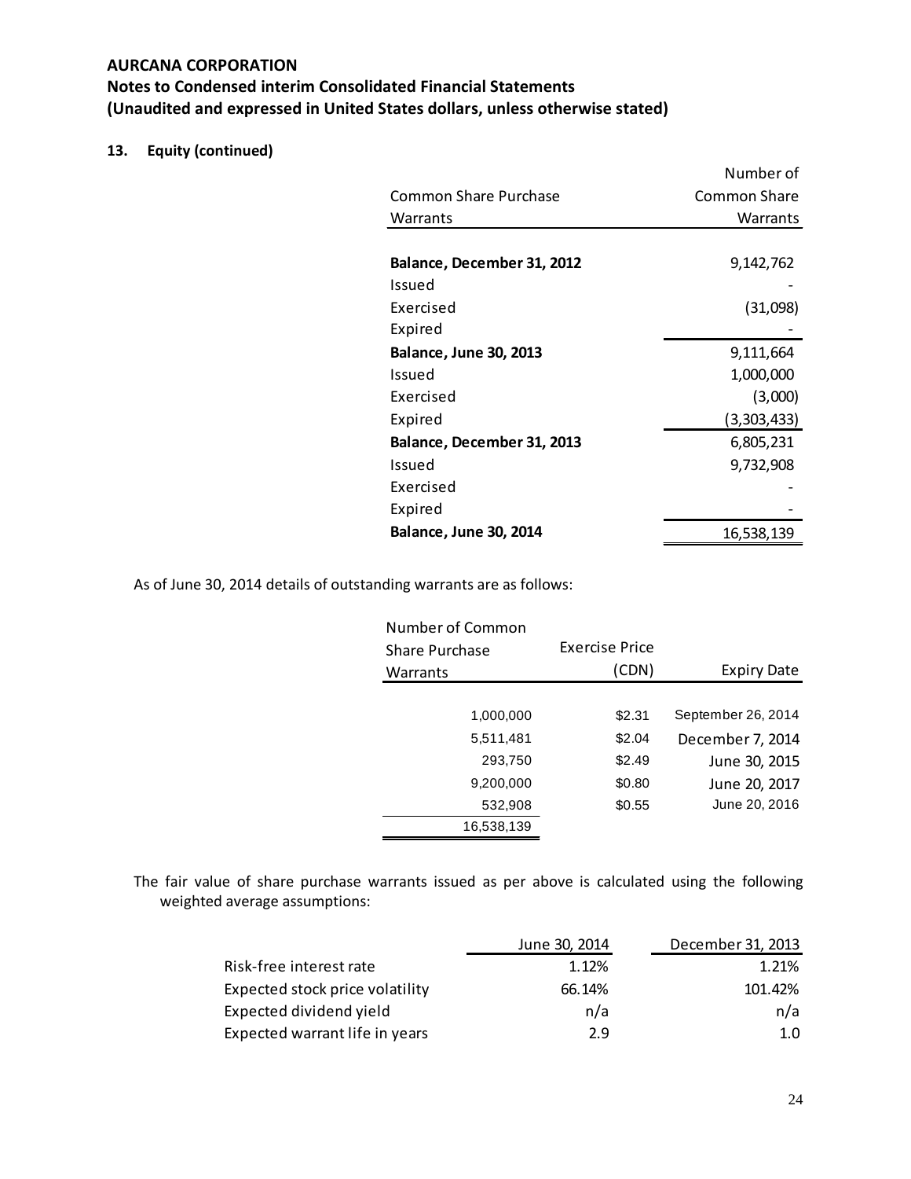**AURCANA CORPORATION**
**Notes to Condensed interim Consolidated Financial Statements**
**(Unaudited and expressed in United States dollars, unless otherwise stated)**

**13. Equity (continued)**

| Common Share Purchase Warrants | Number of Common Share Warrants |
|---|---|
| **Balance, December 31, 2012** | 9,142,762 |
| Issued | - |
| Exercised | (31,098) |
| Expired | - |
| **Balance, June 30, 2013** | 9,111,664 |
| Issued | 1,000,000 |
| Exercised | (3,000) |
| Expired | (3,303,433) |
| **Balance, December 31, 2013** | 6,805,231 |
| Issued | 9,732,908 |
| Exercised | - |
| Expired | - |
| **Balance, June 30, 2014** | 16,538,139 |

As of June 30, 2014 details of outstanding warrants are as follows:

| Number of Common Share Purchase Warrants | Exercise Price (CDN) | Expiry Date |
|---|---|---|
| 1,000,000 | $2.31 | September 26, 2014 |
| 5,511,481 | $2.04 | December 7, 2014 |
| 293,750 | $2.49 | June 30, 2015 |
| 9,200,000 | $0.80 | June 20, 2017 |
| 532,908 | $0.55 | June 20, 2016 |
| 16,538,139 | | |

The fair value of share purchase warrants issued as per above is calculated using the following weighted average assumptions:

| | June 30, 2014 | December 31, 2013 |
|---|---|---|
| Risk-free interest rate | 1.12% | 1.21% |
| Expected stock price volatility | 66.14% | 101.42% |
| Expected dividend yield | n/a | n/a |
| Expected warrant life in years | 2.9 | 1.0 |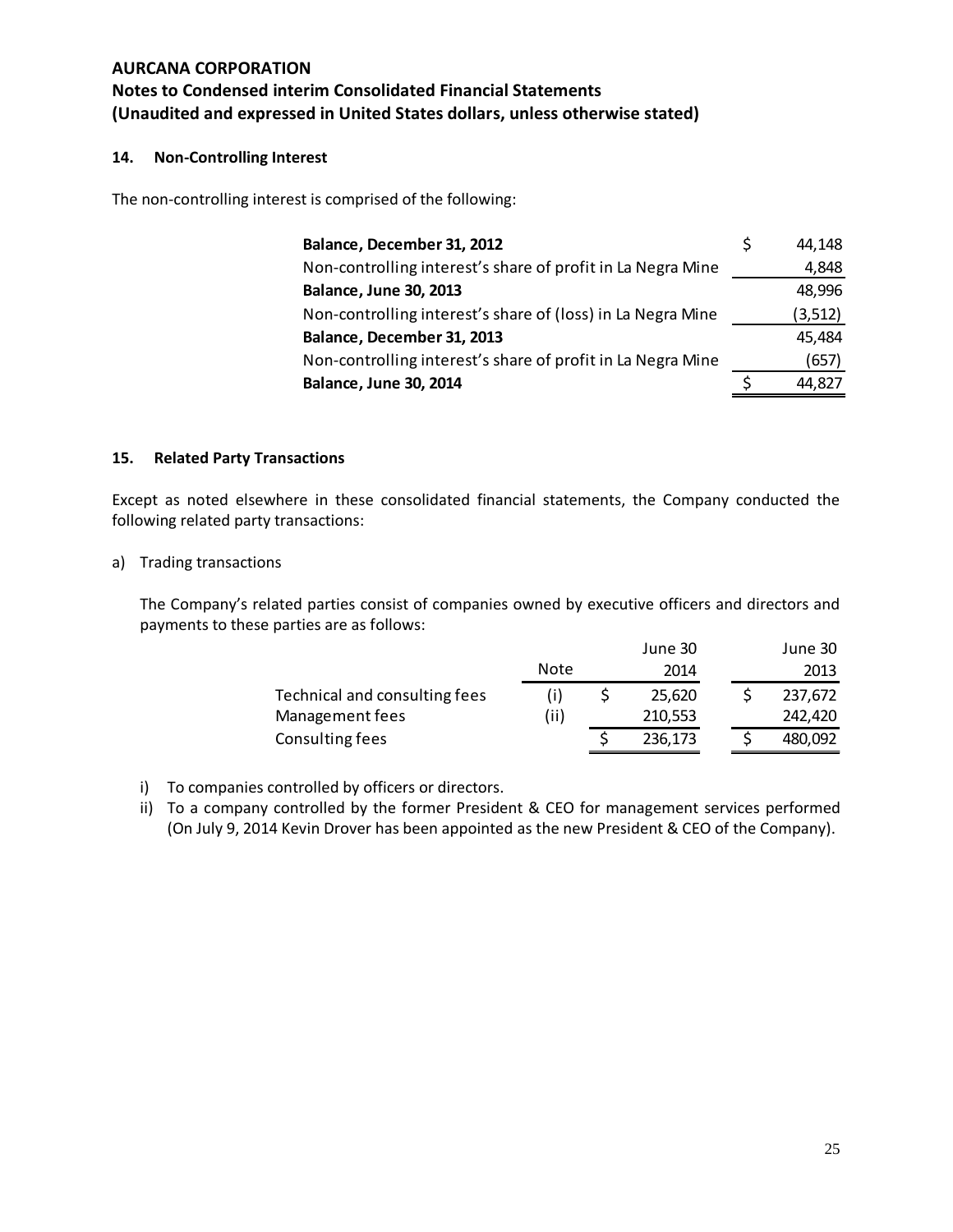**AURCANA CORPORATION**
**Notes to Condensed interim Consolidated Financial Statements**
**(Unaudited and expressed in United States dollars, unless otherwise stated)**

## 14. Non-Controlling Interest

The non-controlling interest is comprised of the following:

| | | |
|---|---|---|
| **Balance, December 31, 2012** | $ | 44,148 |
| Non-controlling interest's share of profit in La Negra Mine | | 4,848 |
| **Balance, June 30, 2013** | | 48,996 |
| Non-controlling interest's share of (loss) in La Negra Mine | | (3,512) |
| **Balance, December 31, 2013** | | 45,484 |
| Non-controlling interest's share of profit in La Negra Mine | | (657) |
| **Balance, June 30, 2014** | $ | 44,827 |

## 15. Related Party Transactions

Except as noted elsewhere in these consolidated financial statements, the Company conducted the following related party transactions:

a) Trading transactions

The Company's related parties consist of companies owned by executive officers and directors and payments to these parties are as follows:

| | Note | | June 30 2014 | | June 30 2013 |
|---|---|---|---|---|---|
| Technical and consulting fees | (i) | $ | 25,620 | $ | 237,672 |
| Management fees | (ii) | | 210,553 | | 242,420 |
| Consulting fees | | $ | 236,173 | $ | 480,092 |

i) To companies controlled by officers or directors.
ii) To a company controlled by the former President & CEO for management services performed (On July 9, 2014 Kevin Drover has been appointed as the new President & CEO of the Company).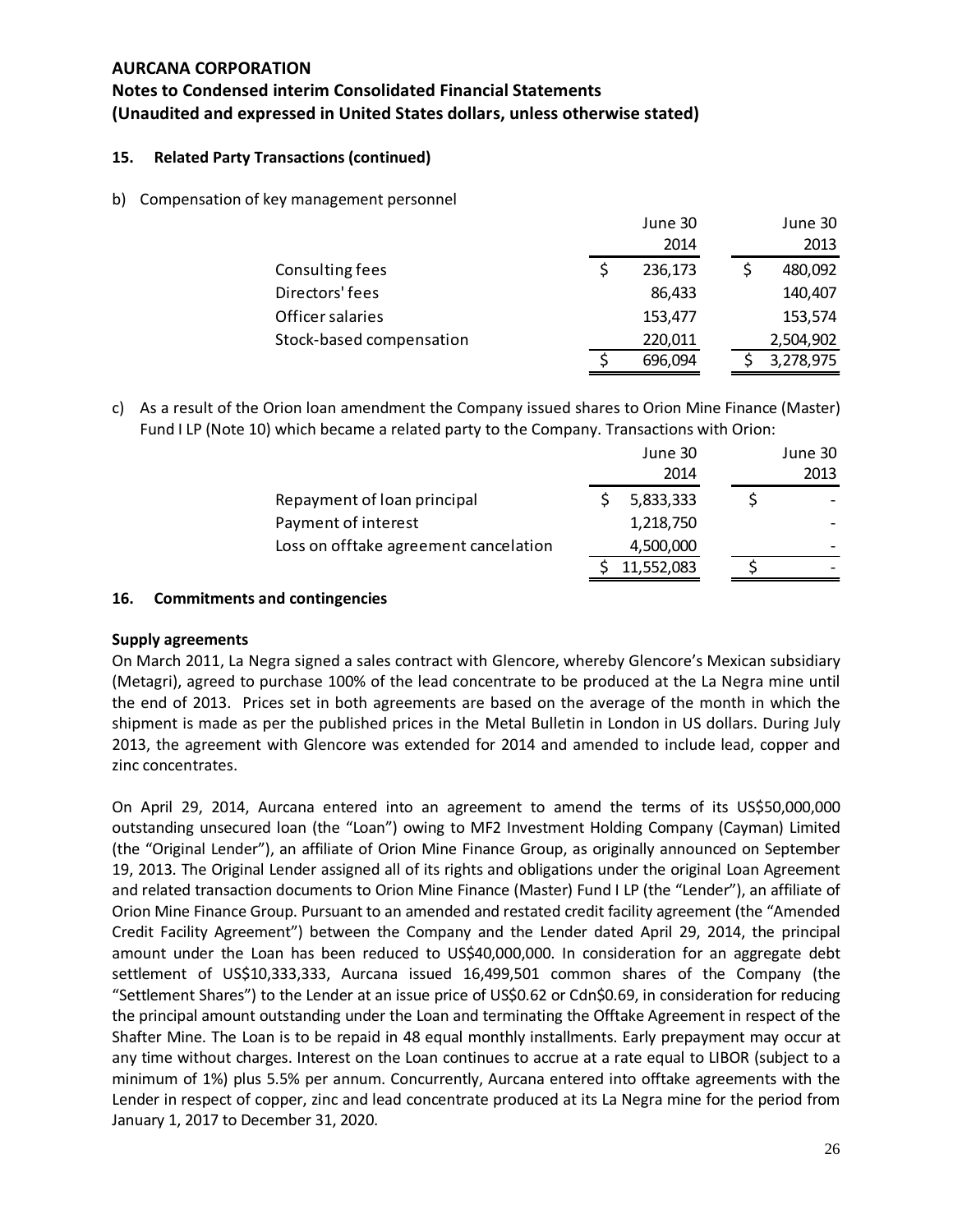**AURCANA CORPORATION**

**Notes to Condensed interim Consolidated Financial Statements**

**(Unaudited and expressed in United States dollars, unless otherwise stated)**

### 15. Related Party Transactions (continued)

b) Compensation of key management personnel

| | June 30 2014 | June 30 2013 |
|---|---|---|
| Consulting fees | $ 236,173 | $ 480,092 |
| Directors' fees | 86,433 | 140,407 |
| Officer salaries | 153,477 | 153,574 |
| Stock-based compensation | 220,011 | 2,504,902 |
| | $ 696,094 | $ 3,278,975 |

c) As a result of the Orion loan amendment the Company issued shares to Orion Mine Finance (Master) Fund I LP (Note 10) which became a related party to the Company. Transactions with Orion:

| | June 30 2014 | June 30 2013 |
|---|---|---|
| Repayment of loan principal | $ 5,833,333 | $ - |
| Payment of interest | 1,218,750 | - |
| Loss on offtake agreement cancelation | 4,500,000 | - |
| | $ 11,552,083 | $ - |

### 16. Commitments and contingencies

**Supply agreements**

On March 2011, La Negra signed a sales contract with Glencore, whereby Glencore's Mexican subsidiary (Metagri), agreed to purchase 100% of the lead concentrate to be produced at the La Negra mine until the end of 2013. Prices set in both agreements are based on the average of the month in which the shipment is made as per the published prices in the Metal Bulletin in London in US dollars. During July 2013, the agreement with Glencore was extended for 2014 and amended to include lead, copper and zinc concentrates.

On April 29, 2014, Aurcana entered into an agreement to amend the terms of its US$50,000,000 outstanding unsecured loan (the "Loan") owing to MF2 Investment Holding Company (Cayman) Limited (the "Original Lender"), an affiliate of Orion Mine Finance Group, as originally announced on September 19, 2013. The Original Lender assigned all of its rights and obligations under the original Loan Agreement and related transaction documents to Orion Mine Finance (Master) Fund I LP (the "Lender"), an affiliate of Orion Mine Finance Group. Pursuant to an amended and restated credit facility agreement (the "Amended Credit Facility Agreement") between the Company and the Lender dated April 29, 2014, the principal amount under the Loan has been reduced to US$40,000,000. In consideration for an aggregate debt settlement of US$10,333,333, Aurcana issued 16,499,501 common shares of the Company (the "Settlement Shares") to the Lender at an issue price of US$0.62 or Cdn$0.69, in consideration for reducing the principal amount outstanding under the Loan and terminating the Offtake Agreement in respect of the Shafter Mine. The Loan is to be repaid in 48 equal monthly installments. Early prepayment may occur at any time without charges. Interest on the Loan continues to accrue at a rate equal to LIBOR (subject to a minimum of 1%) plus 5.5% per annum. Concurrently, Aurcana entered into offtake agreements with the Lender in respect of copper, zinc and lead concentrate produced at its La Negra mine for the period from January 1, 2017 to December 31, 2020.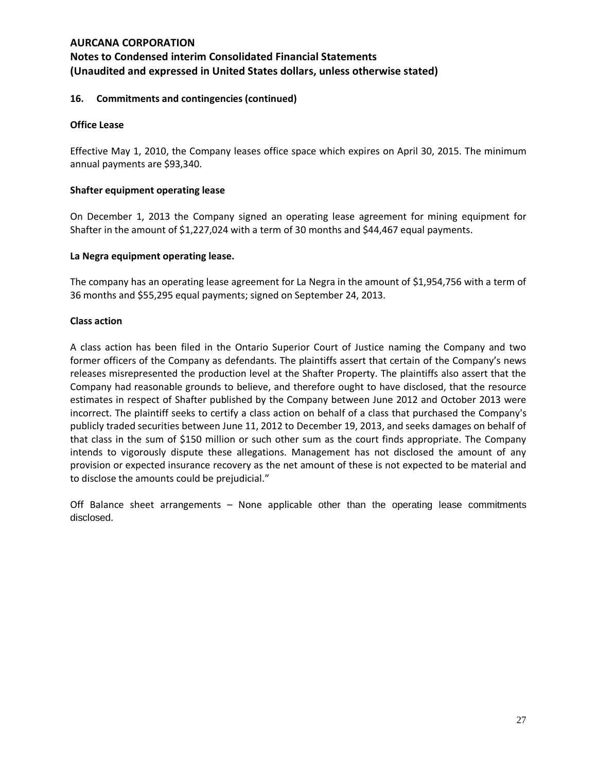**AURCANA CORPORATION**
**Notes to Condensed interim Consolidated Financial Statements**
**(Unaudited and expressed in United States dollars, unless otherwise stated)**

## 16. Commitments and contingencies (continued)

### Office Lease

Effective May 1, 2010, the Company leases office space which expires on April 30, 2015. The minimum annual payments are $93,340.

### Shafter equipment operating lease

On December 1, 2013 the Company signed an operating lease agreement for mining equipment for Shafter in the amount of $1,227,024 with a term of 30 months and $44,467 equal payments.

### La Negra equipment operating lease.

The company has an operating lease agreement for La Negra in the amount of $1,954,756 with a term of 36 months and $55,295 equal payments; signed on September 24, 2013.

### Class action

A class action has been filed in the Ontario Superior Court of Justice naming the Company and two former officers of the Company as defendants. The plaintiffs assert that certain of the Company's news releases misrepresented the production level at the Shafter Property. The plaintiffs also assert that the Company had reasonable grounds to believe, and therefore ought to have disclosed, that the resource estimates in respect of Shafter published by the Company between June 2012 and October 2013 were incorrect. The plaintiff seeks to certify a class action on behalf of a class that purchased the Company's publicly traded securities between June 11, 2012 to December 19, 2013, and seeks damages on behalf of that class in the sum of $150 million or such other sum as the court finds appropriate. The Company intends to vigorously dispute these allegations. Management has not disclosed the amount of any provision or expected insurance recovery as the net amount of these is not expected to be material and to disclose the amounts could be prejudicial."

Off Balance sheet arrangements – None applicable other than the operating lease commitments disclosed.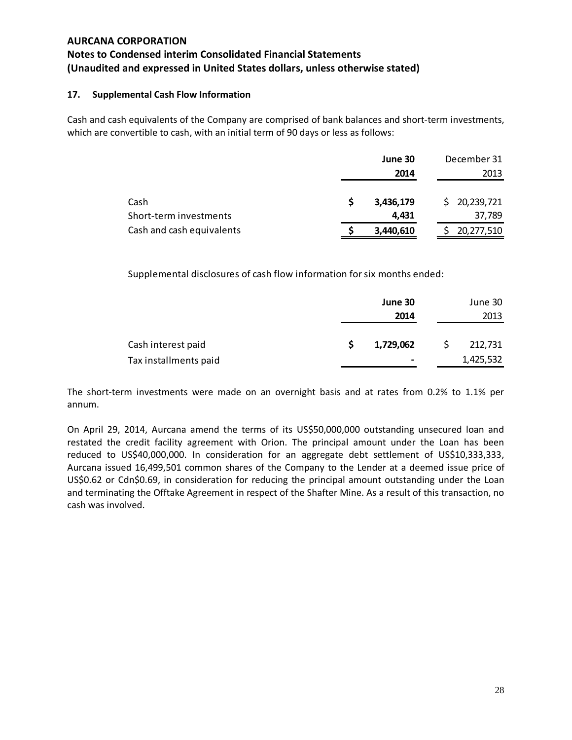**AURCANA CORPORATION**
**Notes to Condensed interim Consolidated Financial Statements**
**(Unaudited and expressed in United States dollars, unless otherwise stated)**

### 17. Supplemental Cash Flow Information

Cash and cash equivalents of the Company are comprised of bank balances and short-term investments, which are convertible to cash, with an initial term of 90 days or less as follows:

| | **June 30 2014** | December 31 2013 |
|---|---|---|
| Cash | **$ 3,436,179** | $ 20,239,721 |
| Short-term investments | **4,431** | 37,789 |
| Cash and cash equivalents | **$ 3,440,610** | $ 20,277,510 |

Supplemental disclosures of cash flow information for six months ended:

| | **June 30 2014** | June 30 2013 |
|---|---|---|
| Cash interest paid | **$ 1,729,062** | $ 212,731 |
| Tax installments paid | **-** | 1,425,532 |

The short-term investments were made on an overnight basis and at rates from 0.2% to 1.1% per annum.

On April 29, 2014, Aurcana amend the terms of its US$50,000,000 outstanding unsecured loan and restated the credit facility agreement with Orion. The principal amount under the Loan has been reduced to US$40,000,000. In consideration for an aggregate debt settlement of US$10,333,333, Aurcana issued 16,499,501 common shares of the Company to the Lender at a deemed issue price of US$0.62 or Cdn$0.69, in consideration for reducing the principal amount outstanding under the Loan and terminating the Offtake Agreement in respect of the Shafter Mine. As a result of this transaction, no cash was involved.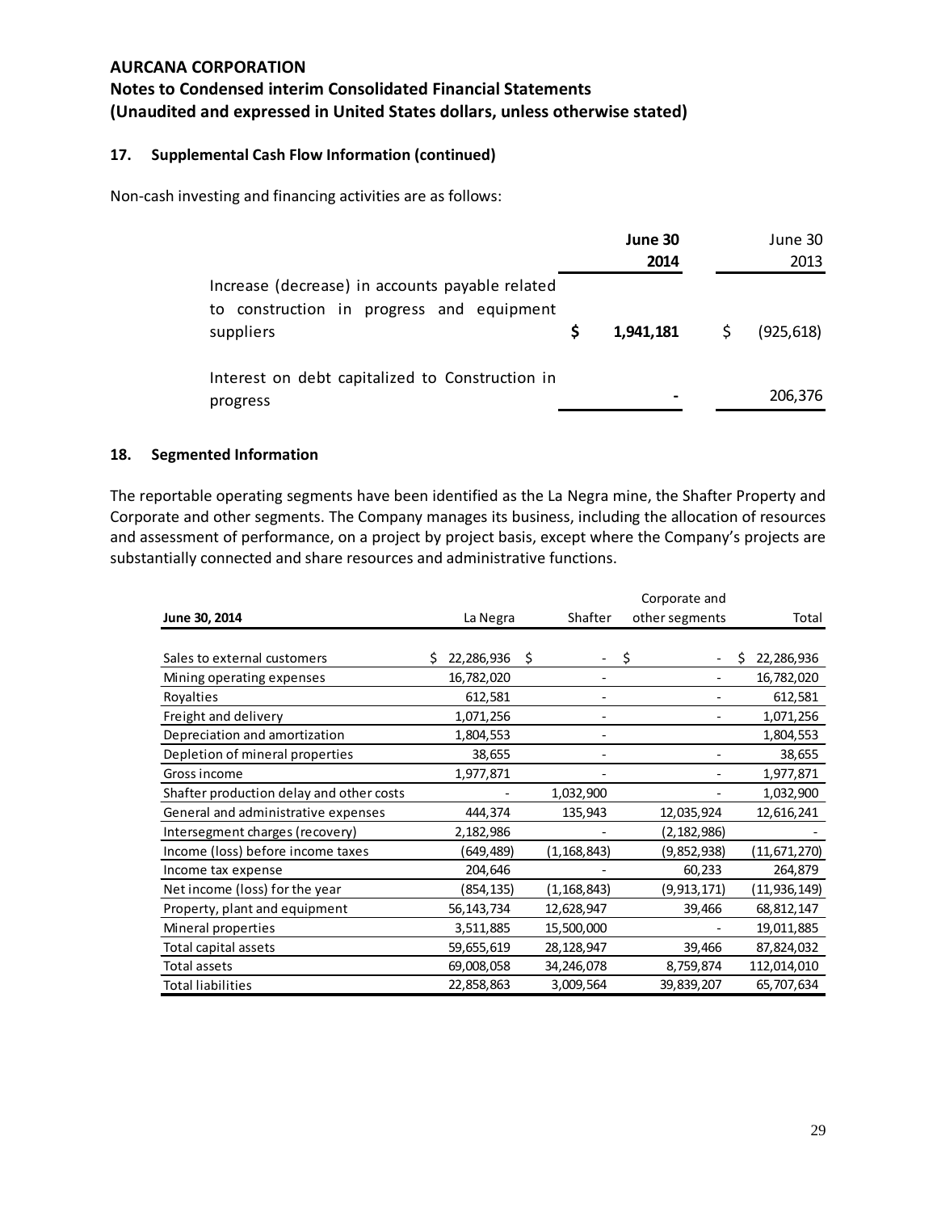**AURCANA CORPORATION**
**Notes to Condensed interim Consolidated Financial Statements**
**(Unaudited and expressed in United States dollars, unless otherwise stated)**

### 17. Supplemental Cash Flow Information (continued)

Non-cash investing and financing activities are as follows:

| | **June 30 2014** | June 30 2013 |
|---|---|---|
| Increase (decrease) in accounts payable related to construction in progress and equipment suppliers | **$ 1,941,181** | $ (925,618) |
| Interest on debt capitalized to Construction in progress | **-** | 206,376 |

### 18. Segmented Information

The reportable operating segments have been identified as the La Negra mine, the Shafter Property and Corporate and other segments. The Company manages its business, including the allocation of resources and assessment of performance, on a project by project basis, except where the Company's projects are substantially connected and share resources and administrative functions.

| **June 30, 2014** | La Negra | Shafter | Corporate and other segments | Total |
|---|---|---|---|---|
| Sales to external customers | $ 22,286,936 | $ - | $ - | $ 22,286,936 |
| Mining operating expenses | 16,782,020 | - | - | 16,782,020 |
| Royalties | 612,581 | - | - | 612,581 |
| Freight and delivery | 1,071,256 | - | - | 1,071,256 |
| Depreciation and amortization | 1,804,553 | - | | 1,804,553 |
| Depletion of mineral properties | 38,655 | - | - | 38,655 |
| Gross income | 1,977,871 | - | - | 1,977,871 |
| Shafter production delay and other costs | - | 1,032,900 | - | 1,032,900 |
| General and administrative expenses | 444,374 | 135,943 | 12,035,924 | 12,616,241 |
| Intersegment charges (recovery) | 2,182,986 | - | (2,182,986) | - |
| Income (loss) before income taxes | (649,489) | (1,168,843) | (9,852,938) | (11,671,270) |
| Income tax expense | 204,646 | - | 60,233 | 264,879 |
| Net income (loss) for the year | (854,135) | (1,168,843) | (9,913,171) | (11,936,149) |
| Property, plant and equipment | 56,143,734 | 12,628,947 | 39,466 | 68,812,147 |
| Mineral properties | 3,511,885 | 15,500,000 | - | 19,011,885 |
| Total capital assets | 59,655,619 | 28,128,947 | 39,466 | 87,824,032 |
| Total assets | 69,008,058 | 34,246,078 | 8,759,874 | 112,014,010 |
| Total liabilities | 22,858,863 | 3,009,564 | 39,839,207 | 65,707,634 |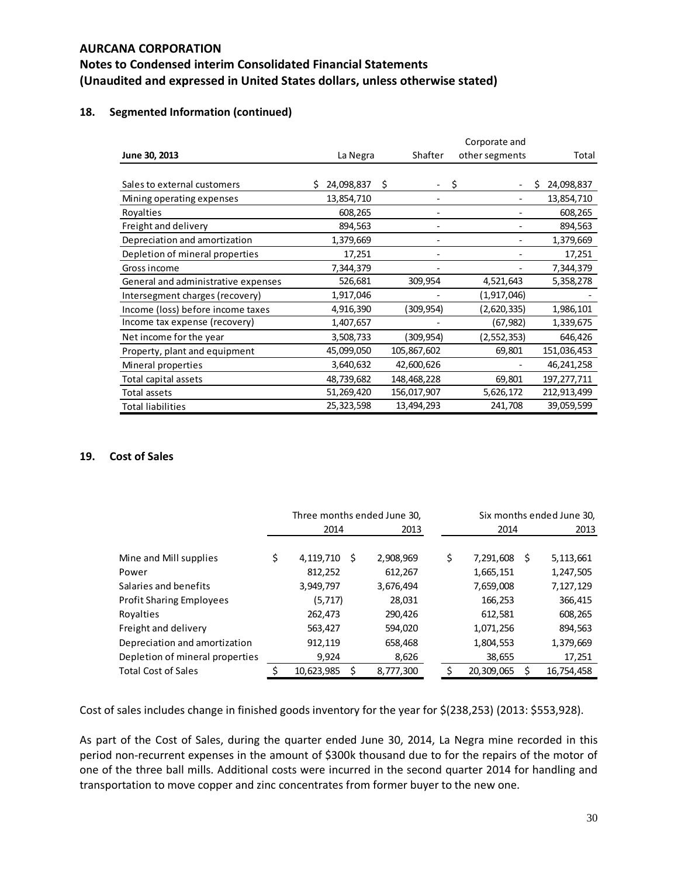# AURCANA CORPORATION

## Notes to Condensed interim Consolidated Financial Statements

## (Unaudited and expressed in United States dollars, unless otherwise stated)

### 18. Segmented Information (continued)

| June 30, 2013 | La Negra | Shafter | Corporate and other segments | Total |
|---|---|---|---|---|
| Sales to external customers | $ 24,098,837 | $ - | $ - | $ 24,098,837 |
| Mining operating expenses | 13,854,710 | - | - | 13,854,710 |
| Royalties | 608,265 | - | - | 608,265 |
| Freight and delivery | 894,563 | - | - | 894,563 |
| Depreciation and amortization | 1,379,669 | - | - | 1,379,669 |
| Depletion of mineral properties | 17,251 | - | - | 17,251 |
| Gross income | 7,344,379 | - | - | 7,344,379 |
| General and administrative expenses | 526,681 | 309,954 | 4,521,643 | 5,358,278 |
| Intersegment charges (recovery) | 1,917,046 | - | (1,917,046) | - |
| Income (loss) before income taxes | 4,916,390 | (309,954) | (2,620,335) | 1,986,101 |
| Income tax expense (recovery) | 1,407,657 | - | (67,982) | 1,339,675 |
| Net income for the year | 3,508,733 | (309,954) | (2,552,353) | 646,426 |
| Property, plant and equipment | 45,099,050 | 105,867,602 | 69,801 | 151,036,453 |
| Mineral properties | 3,640,632 | 42,600,626 | - | 46,241,258 |
| Total capital assets | 48,739,682 | 148,468,228 | 69,801 | 197,277,711 |
| Total assets | 51,269,420 | 156,017,907 | 5,626,172 | 212,913,499 |
| Total liabilities | 25,323,598 | 13,494,293 | 241,708 | 39,059,599 |

### 19. Cost of Sales

| | Three months ended June 30, | | Six months ended June 30, | |
|---|---|---|---|---|
| | 2014 | 2013 | 2014 | 2013 |
| Mine and Mill supplies | $ 4,119,710 | $ 2,908,969 | $ 7,291,608 | $ 5,113,661 |
| Power | 812,252 | 612,267 | 1,665,151 | 1,247,505 |
| Salaries and benefits | 3,949,797 | 3,676,494 | 7,659,008 | 7,127,129 |
| Profit Sharing Employees | (5,717) | 28,031 | 166,253 | 366,415 |
| Royalties | 262,473 | 290,426 | 612,581 | 608,265 |
| Freight and delivery | 563,427 | 594,020 | 1,071,256 | 894,563 |
| Depreciation and amortization | 912,119 | 658,468 | 1,804,553 | 1,379,669 |
| Depletion of mineral properties | 9,924 | 8,626 | 38,655 | 17,251 |
| Total Cost of Sales | $ 10,623,985 | $ 8,777,300 | $ 20,309,065 | $ 16,754,458 |

Cost of sales includes change in finished goods inventory for the year for $(238,253) (2013: $553,928).

As part of the Cost of Sales, during the quarter ended June 30, 2014, La Negra mine recorded in this period non-recurrent expenses in the amount of $300k thousand due to for the repairs of the motor of one of the three ball mills. Additional costs were incurred in the second quarter 2014 for handling and transportation to move copper and zinc concentrates from former buyer to the new one.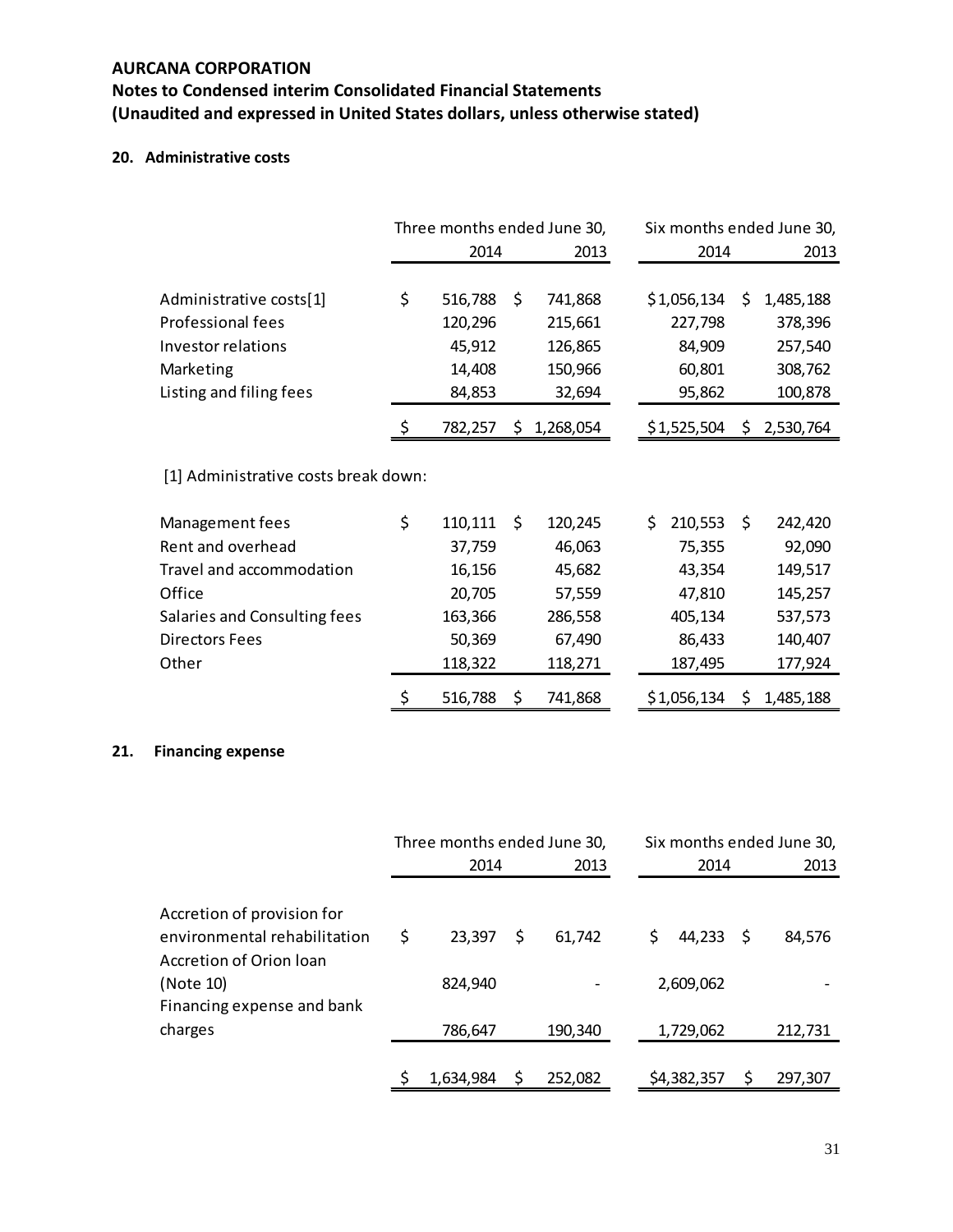**AURCANA CORPORATION**

**Notes to Condensed interim Consolidated Financial Statements**

**(Unaudited and expressed in United States dollars, unless otherwise stated)**

## 20. Administrative costs

| | Three months ended June 30, | | Six months ended June 30, | |
|---|---|---|---|---|
| | 2014 | 2013 | 2014 | 2013 |
| Administrative costs[1] | $ 516,788 | $ 741,868 | $ 1,056,134 | $ 1,485,188 |
| Professional fees | 120,296 | 215,661 | 227,798 | 378,396 |
| Investor relations | 45,912 | 126,865 | 84,909 | 257,540 |
| Marketing | 14,408 | 150,966 | 60,801 | 308,762 |
| Listing and filing fees | 84,853 | 32,694 | 95,862 | 100,878 |
| | $ 782,257 | $ 1,268,054 | $ 1,525,504 | $ 2,530,764 |

[1] Administrative costs break down:

| | Three months ended June 30, | | Six months ended June 30, | |
|---|---|---|---|---|
| | 2014 | 2013 | 2014 | 2013 |
| Management fees | $ 110,111 | $ 120,245 | $ 210,553 | $ 242,420 |
| Rent and overhead | 37,759 | 46,063 | 75,355 | 92,090 |
| Travel and accommodation | 16,156 | 45,682 | 43,354 | 149,517 |
| Office | 20,705 | 57,559 | 47,810 | 145,257 |
| Salaries and Consulting fees | 163,366 | 286,558 | 405,134 | 537,573 |
| Directors Fees | 50,369 | 67,490 | 86,433 | 140,407 |
| Other | 118,322 | 118,271 | 187,495 | 177,924 |
| | $ 516,788 | $ 741,868 | $ 1,056,134 | $ 1,485,188 |

## 21. Financing expense

| | Three months ended June 30, | | Six months ended June 30, | |
|---|---|---|---|---|
| | 2014 | 2013 | 2014 | 2013 |
| Accretion of provision for environmental rehabilitation | $ 23,397 | $ 61,742 | $ 44,233 | $ 84,576 |
| Accretion of Orion loan (Note 10) | 824,940 | - | 2,609,062 | - |
| Financing expense and bank charges | 786,647 | 190,340 | 1,729,062 | 212,731 |
| | $ 1,634,984 | $ 252,082 | $ 4,382,357 | $ 297,307 |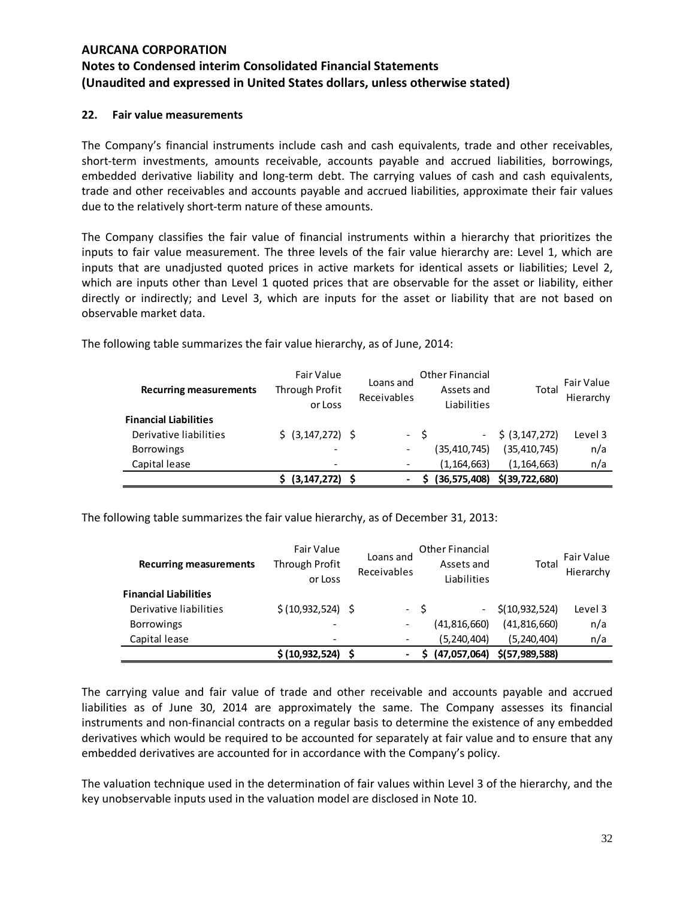## 22. Fair value measurements

The Company's financial instruments include cash and cash equivalents, trade and other receivables, short-term investments, amounts receivable, accounts payable and accrued liabilities, borrowings, embedded derivative liability and long-term debt. The carrying values of cash and cash equivalents, trade and other receivables and accounts payable and accrued liabilities, approximate their fair values due to the relatively short-term nature of these amounts.

The Company classifies the fair value of financial instruments within a hierarchy that prioritizes the inputs to fair value measurement. The three levels of the fair value hierarchy are: Level 1, which are inputs that are unadjusted quoted prices in active markets for identical assets or liabilities; Level 2, which are inputs other than Level 1 quoted prices that are observable for the asset or liability, either directly or indirectly; and Level 3, which are inputs for the asset or liability that are not based on observable market data.

The following table summarizes the fair value hierarchy, as of June, 2014:

| Recurring measurements | Fair Value Through Profit or Loss | Loans and Receivables | Other Financial Assets and Liabilities | Total | Fair Value Hierarchy |
|---|---|---|---|---|---|
| **Financial Liabilities** | | | | | |
| Derivative liabilities | $ (3,147,272) | $ - | $ - | $ (3,147,272) | Level 3 |
| Borrowings | - | - | (35,410,745) | (35,410,745) | n/a |
| Capital lease | - | - | (1,164,663) | (1,164,663) | n/a |
| | **$ (3,147,272)** | **$ -** | **$ (36,575,408)** | **$(39,722,680)** | |

The following table summarizes the fair value hierarchy, as of December 31, 2013:

| Recurring measurements | Fair Value Through Profit or Loss | Loans and Receivables | Other Financial Assets and Liabilities | Total | Fair Value Hierarchy |
|---|---|---|---|---|---|
| **Financial Liabilities** | | | | | |
| Derivative liabilities | $ (10,932,524) | $ - | $ - | $(10,932,524) | Level 3 |
| Borrowings | - | - | (41,816,660) | (41,816,660) | n/a |
| Capital lease | - | - | (5,240,404) | (5,240,404) | n/a |
| | **$ (10,932,524)** | **$ -** | **$ (47,057,064)** | **$(57,989,588)** | |

The carrying value and fair value of trade and other receivable and accounts payable and accrued liabilities as of June 30, 2014 are approximately the same. The Company assesses its financial instruments and non-financial contracts on a regular basis to determine the existence of any embedded derivatives which would be required to be accounted for separately at fair value and to ensure that any embedded derivatives are accounted for in accordance with the Company's policy.

The valuation technique used in the determination of fair values within Level 3 of the hierarchy, and the key unobservable inputs used in the valuation model are disclosed in Note 10.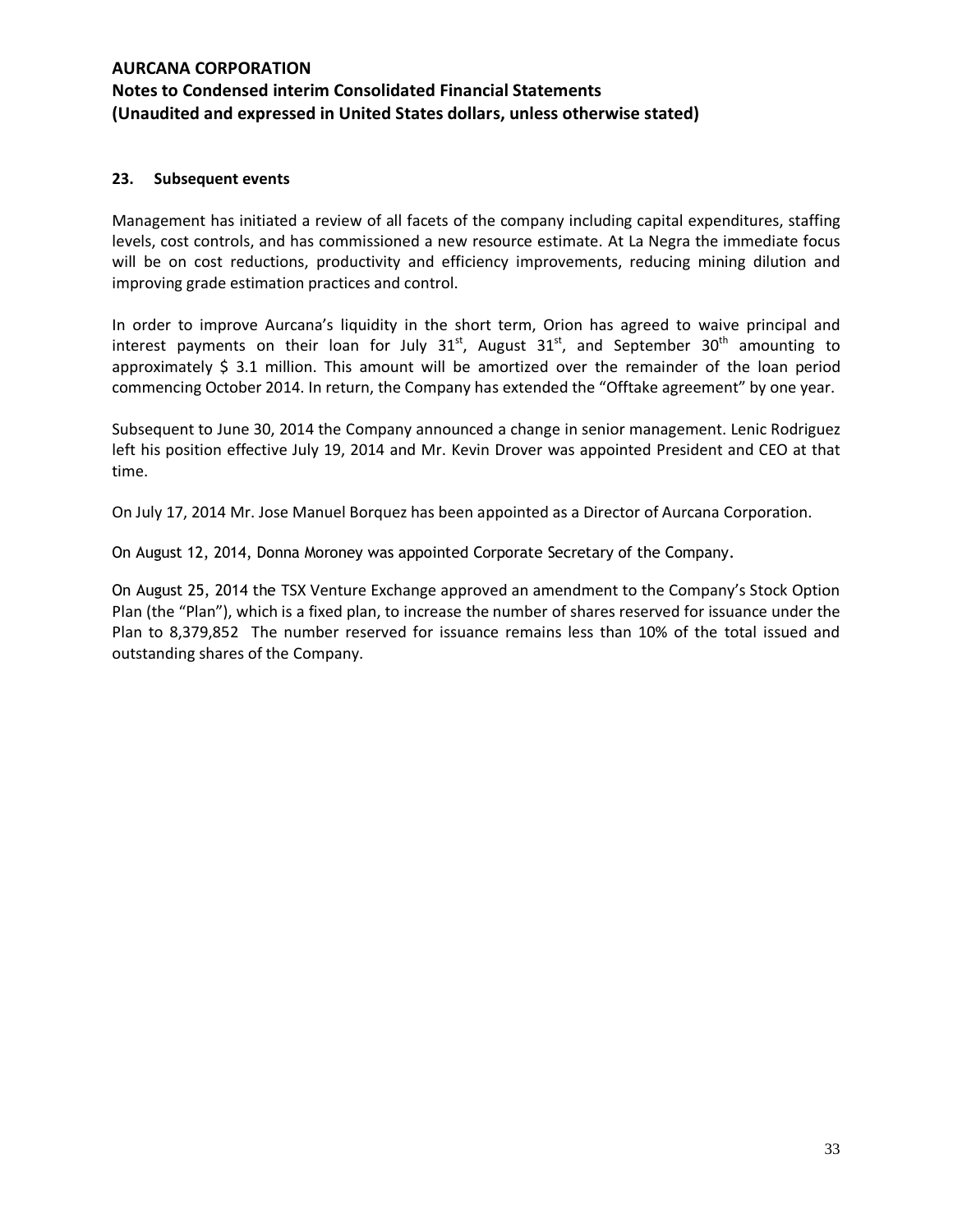### 23. Subsequent events

Management has initiated a review of all facets of the company including capital expenditures, staffing levels, cost controls, and has commissioned a new resource estimate. At La Negra the immediate focus will be on cost reductions, productivity and efficiency improvements, reducing mining dilution and improving grade estimation practices and control.

In order to improve Aurcana's liquidity in the short term, Orion has agreed to waive principal and interest payments on their loan for July 31st, August 31st, and September 30th amounting to approximately $ 3.1 million. This amount will be amortized over the remainder of the loan period commencing October 2014. In return, the Company has extended the "Offtake agreement" by one year.

Subsequent to June 30, 2014 the Company announced a change in senior management. Lenic Rodriguez left his position effective July 19, 2014 and Mr. Kevin Drover was appointed President and CEO at that time.

On July 17, 2014 Mr. Jose Manuel Borquez has been appointed as a Director of Aurcana Corporation.

On August 12, 2014, Donna Moroney was appointed Corporate Secretary of the Company.

On August 25, 2014 the TSX Venture Exchange approved an amendment to the Company's Stock Option Plan (the "Plan"), which is a fixed plan, to increase the number of shares reserved for issuance under the Plan to 8,379,852 The number reserved for issuance remains less than 10% of the total issued and outstanding shares of the Company.